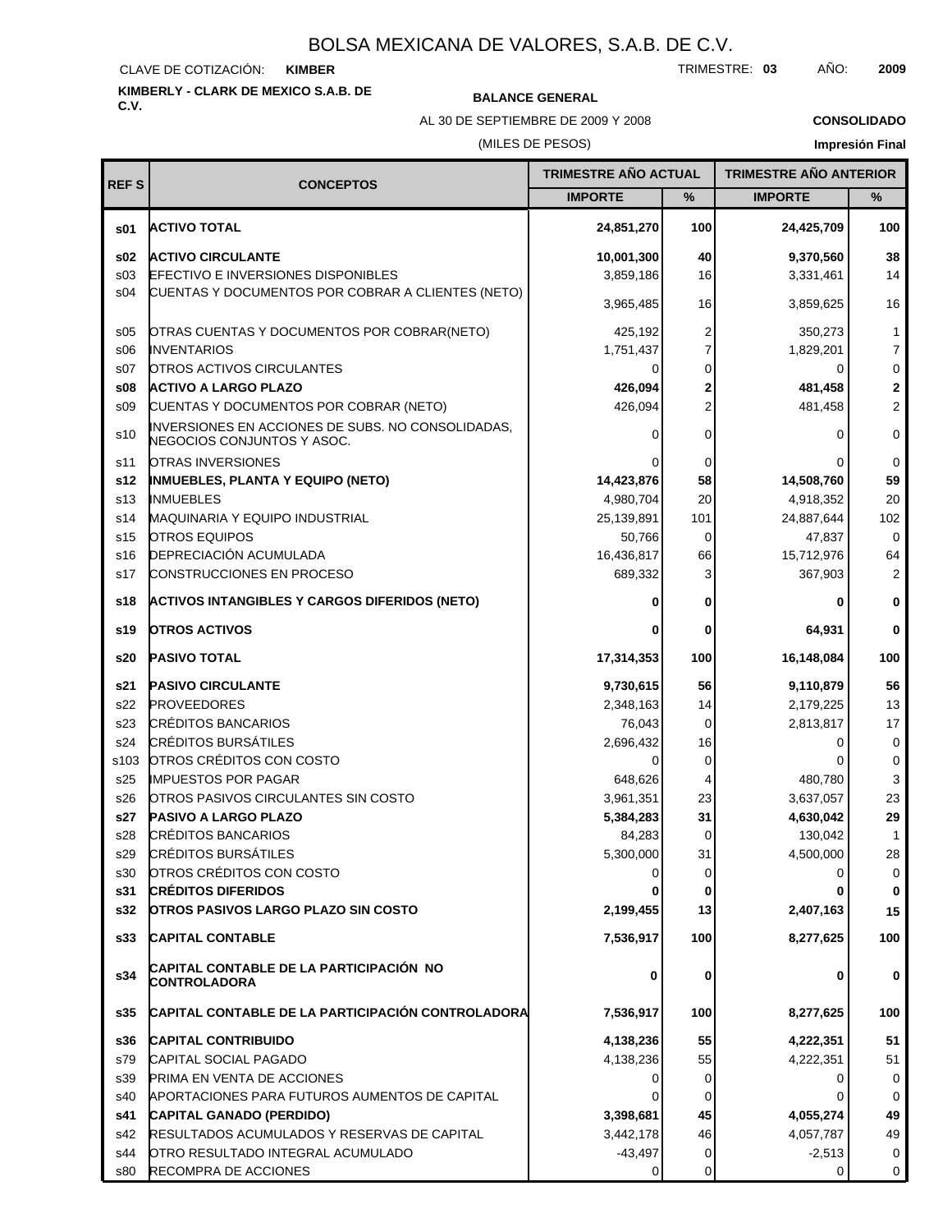# BOLSA MEXICANA DE VALORES, S.A.B. DE C.V.

CLAVE DE COTIZACIÓN: **KIMBER**

TRIMESTRE: **03** AÑO: **2009**

**KIMBERLY - CLARK DE MEXICO S.A.B. DE C.V.**

**BALANCE GENERAL**

AL 30 DE SEPTIEMBRE DE 2009 Y 2008

(MILES DE PESOS)

**CONSOLIDADO**

**Impresión Final**

| REF S | CONCEPTOS | TRIMESTRE AÑO ACTUAL | | TRIMESTRE AÑO ANTERIOR | |
|---|---|---|---|---|---|
| | | IMPORTE | % | IMPORTE | % |
| **s01** | **ACTIVO TOTAL** | **24,851,270** | **100** | **24,425,709** | **100** |
| **s02** | **ACTIVO CIRCULANTE** | **10,001,300** | **40** | **9,370,560** | **38** |
| s03 | EFECTIVO E INVERSIONES DISPONIBLES | 3,859,186 | 16 | 3,331,461 | 14 |
| s04 | CUENTAS Y DOCUMENTOS POR COBRAR A CLIENTES (NETO) | 3,965,485 | 16 | 3,859,625 | 16 |
| s05 | OTRAS CUENTAS Y DOCUMENTOS POR COBRAR(NETO) | 425,192 | 2 | 350,273 | 1 |
| s06 | INVENTARIOS | 1,751,437 | 7 | 1,829,201 | 7 |
| s07 | OTROS ACTIVOS CIRCULANTES | 0 | 0 | 0 | 0 |
| **s08** | **ACTIVO A LARGO PLAZO** | **426,094** | **2** | **481,458** | **2** |
| s09 | CUENTAS Y DOCUMENTOS POR COBRAR (NETO) | 426,094 | 2 | 481,458 | 2 |
| s10 | INVERSIONES EN ACCIONES DE SUBS. NO CONSOLIDADAS, NEGOCIOS CONJUNTOS Y ASOC. | 0 | 0 | 0 | 0 |
| s11 | OTRAS INVERSIONES | 0 | 0 | 0 | 0 |
| **s12** | **INMUEBLES, PLANTA Y EQUIPO (NETO)** | **14,423,876** | **58** | **14,508,760** | **59** |
| s13 | INMUEBLES | 4,980,704 | 20 | 4,918,352 | 20 |
| s14 | MAQUINARIA Y EQUIPO INDUSTRIAL | 25,139,891 | 101 | 24,887,644 | 102 |
| s15 | OTROS EQUIPOS | 50,766 | 0 | 47,837 | 0 |
| s16 | DEPRECIACIÓN ACUMULADA | 16,436,817 | 66 | 15,712,976 | 64 |
| s17 | CONSTRUCCIONES EN PROCESO | 689,332 | 3 | 367,903 | 2 |
| **s18** | **ACTIVOS INTANGIBLES Y CARGOS DIFERIDOS (NETO)** | **0** | **0** | **0** | **0** |
| **s19** | **OTROS ACTIVOS** | **0** | **0** | **64,931** | **0** |
| **s20** | **PASIVO TOTAL** | **17,314,353** | **100** | **16,148,084** | **100** |
| **s21** | **PASIVO CIRCULANTE** | **9,730,615** | **56** | **9,110,879** | **56** |
| s22 | PROVEEDORES | 2,348,163 | 14 | 2,179,225 | 13 |
| s23 | CRÉDITOS BANCARIOS | 76,043 | 0 | 2,813,817 | 17 |
| s24 | CRÉDITOS BURSÁTILES | 2,696,432 | 16 | 0 | 0 |
| s103 | OTROS CRÉDITOS CON COSTO | 0 | 0 | 0 | 0 |
| s25 | IMPUESTOS POR PAGAR | 648,626 | 4 | 480,780 | 3 |
| s26 | OTROS PASIVOS CIRCULANTES SIN COSTO | 3,961,351 | 23 | 3,637,057 | 23 |
| **s27** | **PASIVO A LARGO PLAZO** | **5,384,283** | **31** | **4,630,042** | **29** |
| s28 | CRÉDITOS BANCARIOS | 84,283 | 0 | 130,042 | 1 |
| s29 | CRÉDITOS BURSÁTILES | 5,300,000 | 31 | 4,500,000 | 28 |
| s30 | OTROS CRÉDITOS CON COSTO | 0 | 0 | 0 | 0 |
| **s31** | **CRÉDITOS DIFERIDOS** | **0** | **0** | **0** | **0** |
| **s32** | **OTROS PASIVOS LARGO PLAZO SIN COSTO** | **2,199,455** | **13** | **2,407,163** | **15** |
| **s33** | **CAPITAL CONTABLE** | **7,536,917** | **100** | **8,277,625** | **100** |
| **s34** | **CAPITAL CONTABLE DE LA PARTICIPACIÓN NO CONTROLADORA** | **0** | **0** | **0** | **0** |
| **s35** | **CAPITAL CONTABLE DE LA PARTICIPACIÓN CONTROLADORA** | **7,536,917** | **100** | **8,277,625** | **100** |
| **s36** | **CAPITAL CONTRIBUIDO** | **4,138,236** | **55** | **4,222,351** | **51** |
| s79 | CAPITAL SOCIAL PAGADO | 4,138,236 | 55 | 4,222,351 | 51 |
| s39 | PRIMA EN VENTA DE ACCIONES | 0 | 0 | 0 | 0 |
| s40 | APORTACIONES PARA FUTUROS AUMENTOS DE CAPITAL | 0 | 0 | 0 | 0 |
| **s41** | **CAPITAL GANADO (PERDIDO)** | **3,398,681** | **45** | **4,055,274** | **49** |
| s42 | RESULTADOS ACUMULADOS Y RESERVAS DE CAPITAL | 3,442,178 | 46 | 4,057,787 | 49 |
| s44 | OTRO RESULTADO INTEGRAL ACUMULADO | -43,497 | 0 | -2,513 | 0 |
| s80 | RECOMPRA DE ACCIONES | 0 | 0 | 0 | 0 |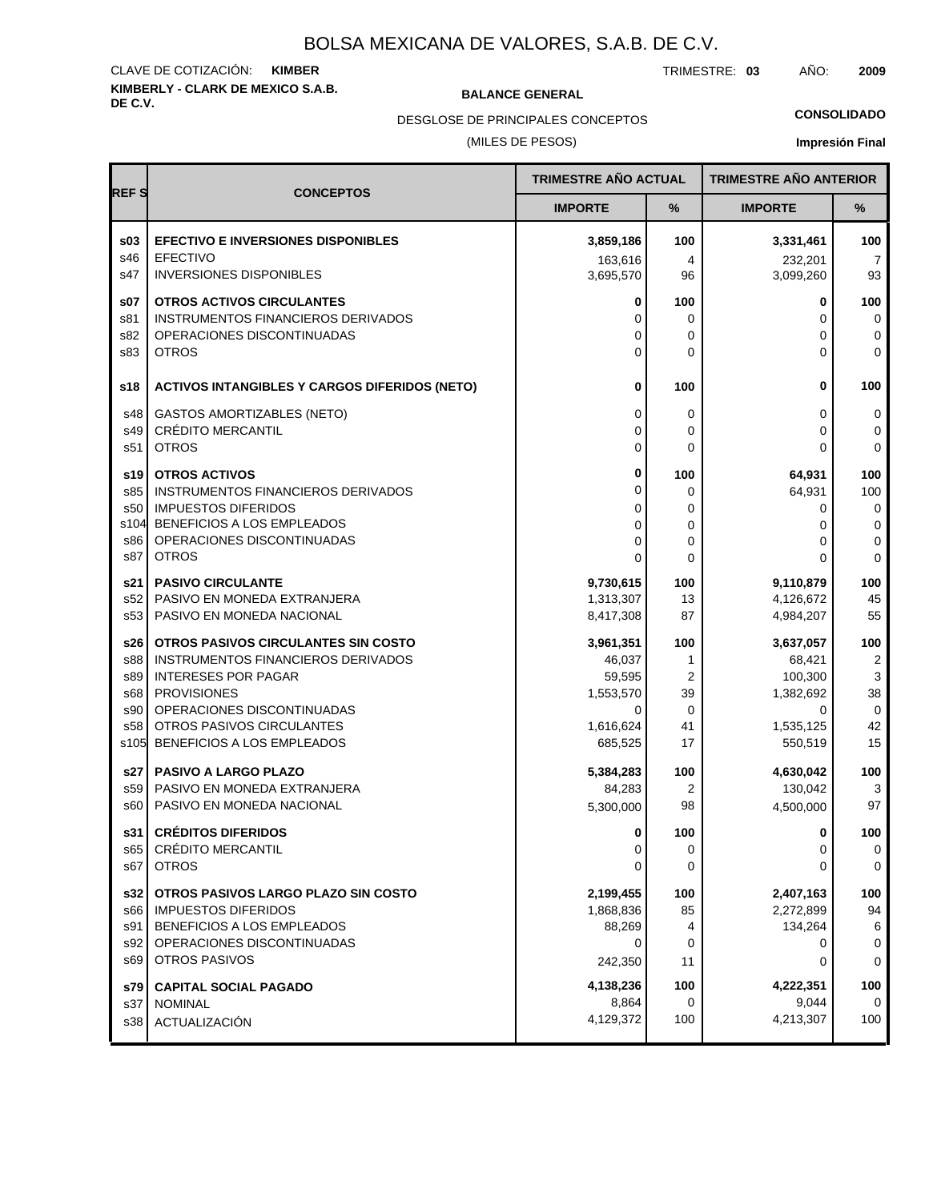# BOLSA MEXICANA DE VALORES, S.A.B. DE C.V.

CLAVE DE COTIZACIÓN: **KIMBER**

TRIMESTRE: **03** AÑO: **2009**

**KIMBERLY - CLARK DE MEXICO S.A.B. DE C.V.**

**BALANCE GENERAL**

DESGLOSE DE PRINCIPALES CONCEPTOS

(MILES DE PESOS)

**CONSOLIDADO**

**Impresión Final**

| REF S | CONCEPTOS | TRIMESTRE AÑO ACTUAL | | TRIMESTRE AÑO ANTERIOR | |
|---|---|---|---|---|---|
| | | IMPORTE | % | IMPORTE | % |
| **s03** | **EFECTIVO E INVERSIONES DISPONIBLES** | **3,859,186** | **100** | **3,331,461** | **100** |
| s46 | EFECTIVO | 163,616 | 4 | 232,201 | 7 |
| s47 | INVERSIONES DISPONIBLES | 3,695,570 | 96 | 3,099,260 | 93 |
| **s07** | **OTROS ACTIVOS CIRCULANTES** | **0** | **100** | **0** | **100** |
| s81 | INSTRUMENTOS FINANCIEROS DERIVADOS | 0 | 0 | 0 | 0 |
| s82 | OPERACIONES DISCONTINUADAS | 0 | 0 | 0 | 0 |
| s83 | OTROS | 0 | 0 | 0 | 0 |
| **s18** | **ACTIVOS INTANGIBLES Y CARGOS DIFERIDOS (NETO)** | **0** | **100** | **0** | **100** |
| s48 | GASTOS AMORTIZABLES (NETO) | 0 | 0 | 0 | 0 |
| s49 | CRÉDITO MERCANTIL | 0 | 0 | 0 | 0 |
| s51 | OTROS | 0 | 0 | 0 | 0 |
| **s19** | **OTROS ACTIVOS** | **0** | **100** | **64,931** | **100** |
| s85 | INSTRUMENTOS FINANCIEROS DERIVADOS | 0 | 0 | 64,931 | 100 |
| s50 | IMPUESTOS DIFERIDOS | 0 | 0 | 0 | 0 |
| s104 | BENEFICIOS A LOS EMPLEADOS | 0 | 0 | 0 | 0 |
| s86 | OPERACIONES DISCONTINUADAS | 0 | 0 | 0 | 0 |
| s87 | OTROS | 0 | 0 | 0 | 0 |
| **s21** | **PASIVO CIRCULANTE** | **9,730,615** | **100** | **9,110,879** | **100** |
| s52 | PASIVO EN MONEDA EXTRANJERA | 1,313,307 | 13 | 4,126,672 | 45 |
| s53 | PASIVO EN MONEDA NACIONAL | 8,417,308 | 87 | 4,984,207 | 55 |
| **s26** | **OTROS PASIVOS CIRCULANTES SIN COSTO** | **3,961,351** | **100** | **3,637,057** | **100** |
| s88 | INSTRUMENTOS FINANCIEROS DERIVADOS | 46,037 | 1 | 68,421 | 2 |
| s89 | INTERESES POR PAGAR | 59,595 | 2 | 100,300 | 3 |
| s68 | PROVISIONES | 1,553,570 | 39 | 1,382,692 | 38 |
| s90 | OPERACIONES DISCONTINUADAS | 0 | 0 | 0 | 0 |
| s58 | OTROS PASIVOS CIRCULANTES | 1,616,624 | 41 | 1,535,125 | 42 |
| s105 | BENEFICIOS A LOS EMPLEADOS | 685,525 | 17 | 550,519 | 15 |
| **s27** | **PASIVO A LARGO PLAZO** | **5,384,283** | **100** | **4,630,042** | **100** |
| s59 | PASIVO EN MONEDA EXTRANJERA | 84,283 | 2 | 130,042 | 3 |
| s60 | PASIVO EN MONEDA NACIONAL | 5,300,000 | 98 | 4,500,000 | 97 |
| **s31** | **CRÉDITOS DIFERIDOS** | **0** | **100** | **0** | **100** |
| s65 | CRÉDITO MERCANTIL | 0 | 0 | 0 | 0 |
| s67 | OTROS | 0 | 0 | 0 | 0 |
| **s32** | **OTROS PASIVOS LARGO PLAZO SIN COSTO** | **2,199,455** | **100** | **2,407,163** | **100** |
| s66 | IMPUESTOS DIFERIDOS | 1,868,836 | 85 | 2,272,899 | 94 |
| s91 | BENEFICIOS A LOS EMPLEADOS | 88,269 | 4 | 134,264 | 6 |
| s92 | OPERACIONES DISCONTINUADAS | 0 | 0 | 0 | 0 |
| s69 | OTROS PASIVOS | 242,350 | 11 | 0 | 0 |
| **s79** | **CAPITAL SOCIAL PAGADO** | **4,138,236** | **100** | **4,222,351** | **100** |
| s37 | NOMINAL | 8,864 | 0 | 9,044 | 0 |
| s38 | ACTUALIZACIÓN | 4,129,372 | 100 | 4,213,307 | 100 |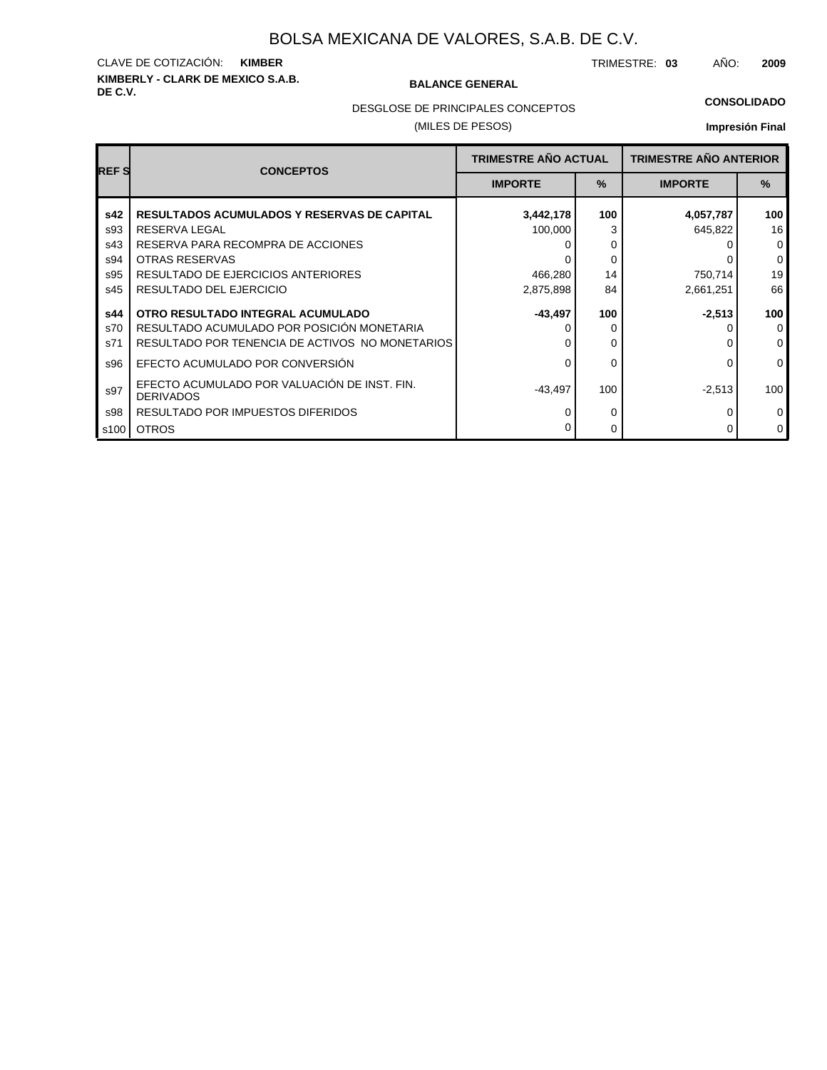# BOLSA MEXICANA DE VALORES, S.A.B. DE C.V.

CLAVE DE COTIZACIÓN: **KIMBER**

TRIMESTRE: **03** AÑO: **2009**

**KIMBERLY - CLARK DE MEXICO S.A.B. DE C.V.**

**BALANCE GENERAL**

DESGLOSE DE PRINCIPALES CONCEPTOS

(MILES DE PESOS)

**CONSOLIDADO**

**Impresión Final**

| REF S | CONCEPTOS | TRIMESTRE AÑO ACTUAL | | TRIMESTRE AÑO ANTERIOR | |
|---|---|---|---|---|---|
| | | IMPORTE | % | IMPORTE | % |
| **s42** | **RESULTADOS ACUMULADOS Y RESERVAS DE CAPITAL** | **3,442,178** | **100** | **4,057,787** | **100** |
| s93 | RESERVA LEGAL | 100,000 | 3 | 645,822 | 16 |
| s43 | RESERVA PARA RECOMPRA DE ACCIONES | 0 | 0 | 0 | 0 |
| s94 | OTRAS RESERVAS | 0 | 0 | 0 | 0 |
| s95 | RESULTADO DE EJERCICIOS ANTERIORES | 466,280 | 14 | 750,714 | 19 |
| s45 | RESULTADO DEL EJERCICIO | 2,875,898 | 84 | 2,661,251 | 66 |
| **s44** | **OTRO RESULTADO INTEGRAL ACUMULADO** | **-43,497** | **100** | **-2,513** | **100** |
| s70 | RESULTADO ACUMULADO POR POSICIÓN MONETARIA | 0 | 0 | 0 | 0 |
| s71 | RESULTADO POR TENENCIA DE ACTIVOS NO MONETARIOS | 0 | 0 | 0 | 0 |
| s96 | EFECTO ACUMULADO POR CONVERSIÓN | 0 | 0 | 0 | 0 |
| s97 | EFECTO ACUMULADO POR VALUACIÓN DE INST. FIN. DERIVADOS | -43,497 | 100 | -2,513 | 100 |
| s98 | RESULTADO POR IMPUESTOS DIFERIDOS | 0 | 0 | 0 | 0 |
| s100 | OTROS | 0 | 0 | 0 | 0 |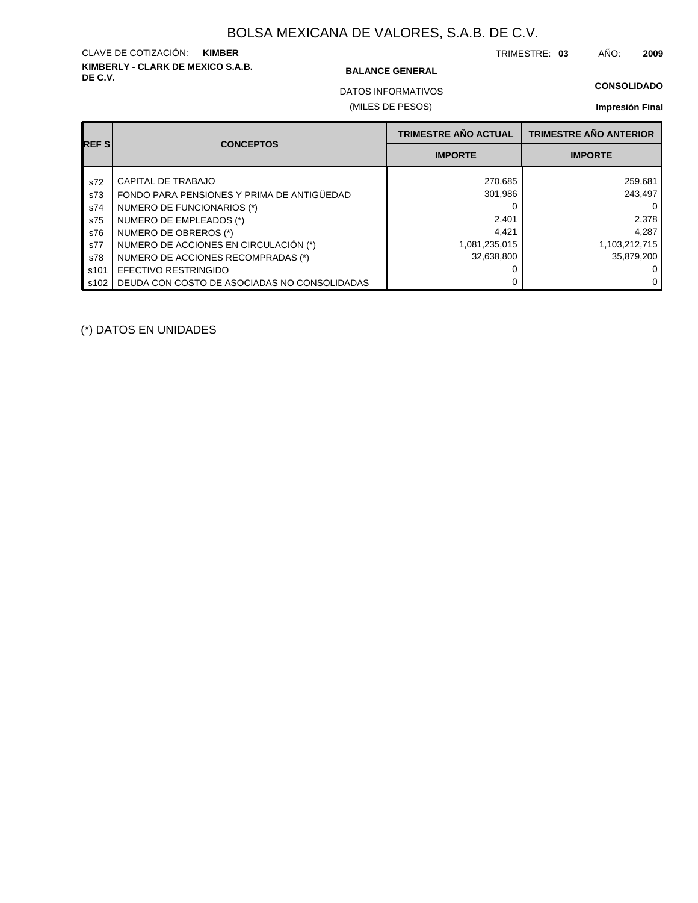# BOLSA MEXICANA DE VALORES, S.A.B. DE C.V.

CLAVE DE COTIZACIÓN: **KIMBER**

TRIMESTRE: **03** AÑO: **2009**

**KIMBERLY - CLARK DE MEXICO S.A.B. DE C.V.**

**BALANCE GENERAL**

DATOS INFORMATIVOS

(MILES DE PESOS)

**CONSOLIDADO**

**Impresión Final**

| REF S | CONCEPTOS | TRIMESTRE AÑO ACTUAL | TRIMESTRE AÑO ANTERIOR |
|---|---|---|---|
| | | IMPORTE | IMPORTE |
| s72 | CAPITAL DE TRABAJO | 270,685 | 259,681 |
| s73 | FONDO PARA PENSIONES Y PRIMA DE ANTIGÜEDAD | 301,986 | 243,497 |
| s74 | NUMERO DE FUNCIONARIOS (*) | 0 | 0 |
| s75 | NUMERO DE EMPLEADOS (*) | 2,401 | 2,378 |
| s76 | NUMERO DE OBREROS (*) | 4,421 | 4,287 |
| s77 | NUMERO DE ACCIONES EN CIRCULACIÓN (*) | 1,081,235,015 | 1,103,212,715 |
| s78 | NUMERO DE ACCIONES RECOMPRADAS (*) | 32,638,800 | 35,879,200 |
| s101 | EFECTIVO RESTRINGIDO | 0 | 0 |
| s102 | DEUDA CON COSTO DE ASOCIADAS NO CONSOLIDADAS | 0 | 0 |

(*) DATOS EN UNIDADES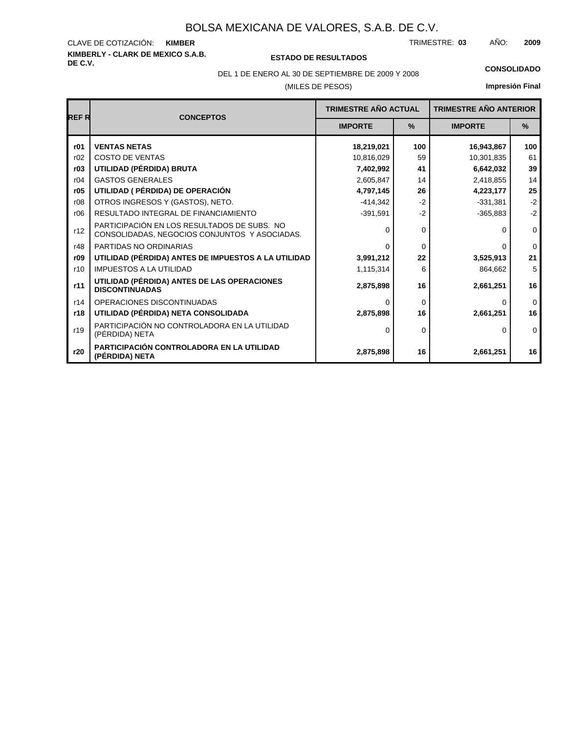# BOLSA MEXICANA DE VALORES, S.A.B. DE C.V.

CLAVE DE COTIZACIÓN: **KIMBER**

TRIMESTRE: **03** AÑO: **2009**

**KIMBERLY - CLARK DE MEXICO S.A.B. DE C.V.**

**ESTADO DE RESULTADOS**

DEL 1 DE ENERO AL 30 DE SEPTIEMBRE DE 2009 Y 2008

(MILES DE PESOS)

**CONSOLIDADO**

**Impresión Final**

| REF R | CONCEPTOS | TRIMESTRE AÑO ACTUAL | | TRIMESTRE AÑO ANTERIOR | |
|---|---|---|---|---|---|
| | | IMPORTE | % | IMPORTE | % |
| **r01** | **VENTAS NETAS** | **18,219,021** | **100** | **16,943,867** | **100** |
| r02 | COSTO DE VENTAS | 10,816,029 | 59 | 10,301,835 | 61 |
| **r03** | **UTILIDAD (PÉRDIDA) BRUTA** | **7,402,992** | **41** | **6,642,032** | **39** |
| r04 | GASTOS GENERALES | 2,605,847 | 14 | 2,418,855 | 14 |
| **r05** | **UTILIDAD ( PÉRDIDA) DE OPERACIÓN** | **4,797,145** | **26** | **4,223,177** | **25** |
| r08 | OTROS INGRESOS Y (GASTOS), NETO. | -414,342 | -2 | -331,381 | -2 |
| r06 | RESULTADO INTEGRAL DE FINANCIAMIENTO | -391,591 | -2 | -365,883 | -2 |
| r12 | PARTICIPACIÓN EN LOS RESULTADOS DE SUBS. NO CONSOLIDADAS, NEGOCIOS CONJUNTOS Y ASOCIADAS. | 0 | 0 | 0 | 0 |
| r48 | PARTIDAS NO ORDINARIAS | 0 | 0 | 0 | 0 |
| **r09** | **UTILIDAD (PÉRDIDA) ANTES DE IMPUESTOS A LA UTILIDAD** | **3,991,212** | **22** | **3,525,913** | **21** |
| r10 | IMPUESTOS A LA UTILIDAD | 1,115,314 | 6 | 864,662 | 5 |
| **r11** | **UTILIDAD (PÉRDIDA) ANTES DE LAS OPERACIONES DISCONTINUADAS** | **2,875,898** | **16** | **2,661,251** | **16** |
| r14 | OPERACIONES DISCONTINUADAS | 0 | 0 | 0 | 0 |
| **r18** | **UTILIDAD (PÉRDIDA) NETA CONSOLIDADA** | **2,875,898** | **16** | **2,661,251** | **16** |
| r19 | PARTICIPACIÓN NO CONTROLADORA EN LA UTILIDAD (PÉRDIDA) NETA | 0 | 0 | 0 | 0 |
| **r20** | **PARTICIPACIÓN CONTROLADORA EN LA UTILIDAD (PÉRDIDA) NETA** | **2,875,898** | **16** | **2,661,251** | **16** |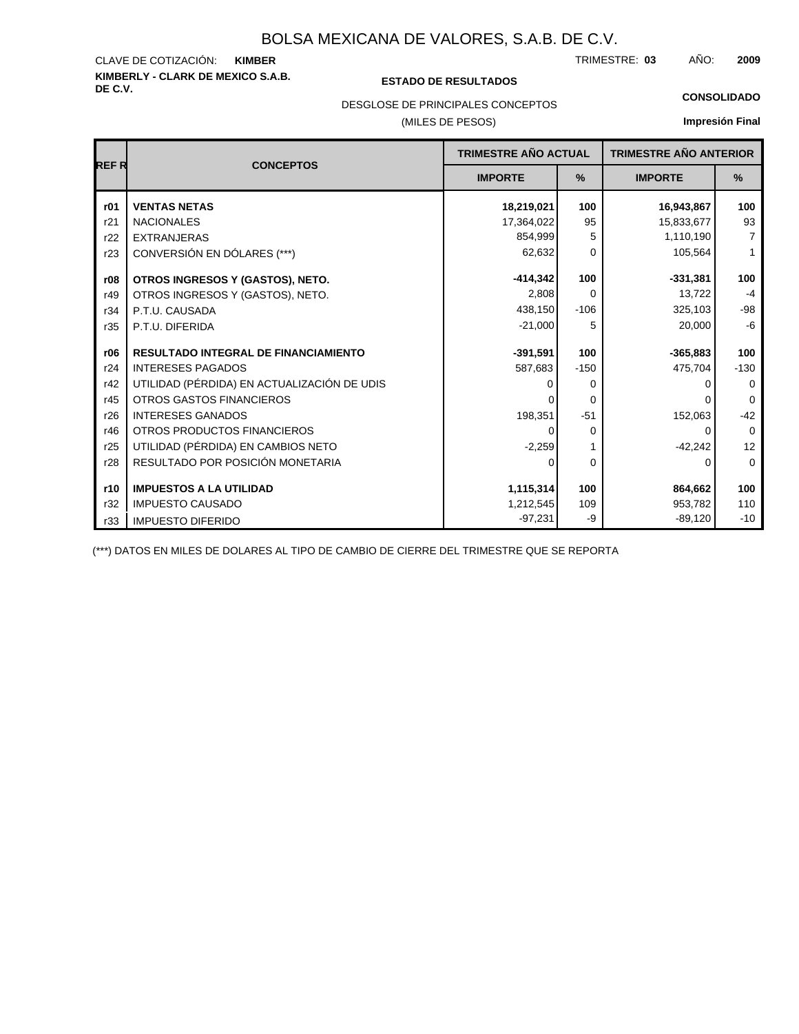# BOLSA MEXICANA DE VALORES, S.A.B. DE C.V.

CLAVE DE COTIZACIÓN: **KIMBER**

TRIMESTRE: **03** AÑO: **2009**

**KIMBERLY - CLARK DE MEXICO S.A.B. DE C.V.**

**ESTADO DE RESULTADOS**

**CONSOLIDADO**

DESGLOSE DE PRINCIPALES CONCEPTOS

(MILES DE PESOS)

**Impresión Final**

| REF R | CONCEPTOS | TRIMESTRE AÑO ACTUAL | | TRIMESTRE AÑO ANTERIOR | |
|---|---|---|---|---|---|
| | | IMPORTE | % | IMPORTE | % |
| **r01** | **VENTAS NETAS** | **18,219,021** | **100** | **16,943,867** | **100** |
| r21 | NACIONALES | 17,364,022 | 95 | 15,833,677 | 93 |
| r22 | EXTRANJERAS | 854,999 | 5 | 1,110,190 | 7 |
| r23 | CONVERSIÓN EN DÓLARES (***) | 62,632 | 0 | 105,564 | 1 |
| **r08** | **OTROS INGRESOS Y (GASTOS), NETO.** | **-414,342** | **100** | **-331,381** | **100** |
| r49 | OTROS INGRESOS Y (GASTOS), NETO. | 2,808 | 0 | 13,722 | -4 |
| r34 | P.T.U. CAUSADA | 438,150 | -106 | 325,103 | -98 |
| r35 | P.T.U. DIFERIDA | -21,000 | 5 | 20,000 | -6 |
| **r06** | **RESULTADO INTEGRAL DE FINANCIAMIENTO** | **-391,591** | **100** | **-365,883** | **100** |
| r24 | INTERESES PAGADOS | 587,683 | -150 | 475,704 | -130 |
| r42 | UTILIDAD (PÉRDIDA) EN ACTUALIZACIÓN DE UDIS | 0 | 0 | 0 | 0 |
| r45 | OTROS GASTOS FINANCIEROS | 0 | 0 | 0 | 0 |
| r26 | INTERESES GANADOS | 198,351 | -51 | 152,063 | -42 |
| r46 | OTROS PRODUCTOS FINANCIEROS | 0 | 0 | 0 | 0 |
| r25 | UTILIDAD (PÉRDIDA) EN CAMBIOS NETO | -2,259 | 1 | -42,242 | 12 |
| r28 | RESULTADO POR POSICIÓN MONETARIA | 0 | 0 | 0 | 0 |
| **r10** | **IMPUESTOS A LA UTILIDAD** | **1,115,314** | **100** | **864,662** | **100** |
| r32 | IMPUESTO CAUSADO | 1,212,545 | 109 | 953,782 | 110 |
| r33 | IMPUESTO DIFERIDO | -97,231 | -9 | -89,120 | -10 |

(***) DATOS EN MILES DE DOLARES AL TIPO DE CAMBIO DE CIERRE DEL TRIMESTRE QUE SE REPORTA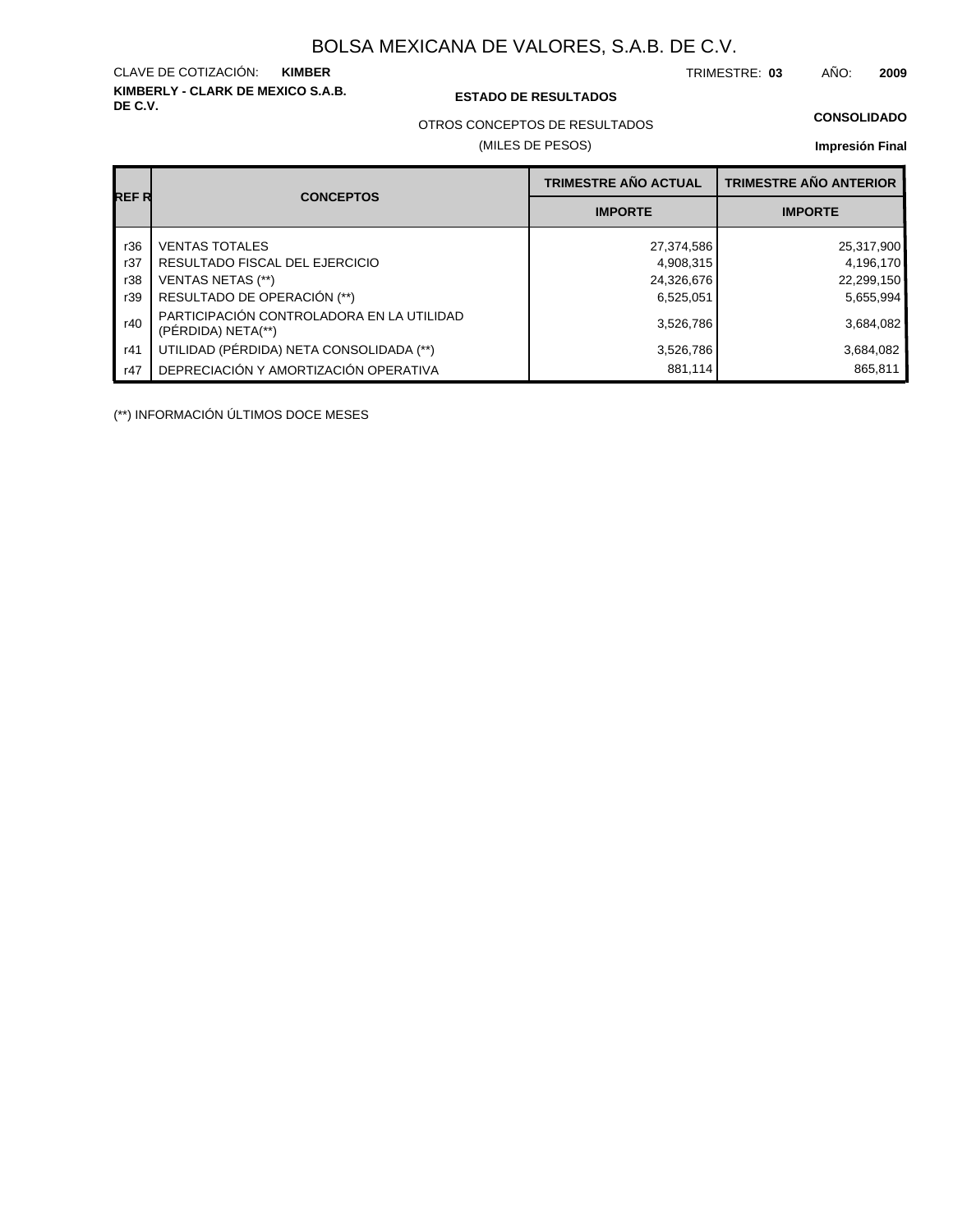# BOLSA MEXICANA DE VALORES, S.A.B. DE C.V.

CLAVE DE COTIZACIÓN: **KIMBER** TRIMESTRE: **03** AÑO: **2009**

**KIMBERLY - CLARK DE MEXICO S.A.B. DE C.V.**

**ESTADO DE RESULTADOS**

**CONSOLIDADO**

OTROS CONCEPTOS DE RESULTADOS

(MILES DE PESOS)

**Impresión Final**

| REF R | CONCEPTOS | TRIMESTRE AÑO ACTUAL | TRIMESTRE AÑO ANTERIOR |
|---|---|---|---|
| | | IMPORTE | IMPORTE |
| r36 | VENTAS TOTALES | 27,374,586 | 25,317,900 |
| r37 | RESULTADO FISCAL DEL EJERCICIO | 4,908,315 | 4,196,170 |
| r38 | VENTAS NETAS (**) | 24,326,676 | 22,299,150 |
| r39 | RESULTADO DE OPERACIÓN (**) | 6,525,051 | 5,655,994 |
| r40 | PARTICIPACIÓN CONTROLADORA EN LA UTILIDAD (PÉRDIDA) NETA(**) | 3,526,786 | 3,684,082 |
| r41 | UTILIDAD (PÉRDIDA) NETA CONSOLIDADA (**) | 3,526,786 | 3,684,082 |
| r47 | DEPRECIACIÓN Y AMORTIZACIÓN OPERATIVA | 881,114 | 865,811 |

(**) INFORMACIÓN ÚLTIMOS DOCE MESES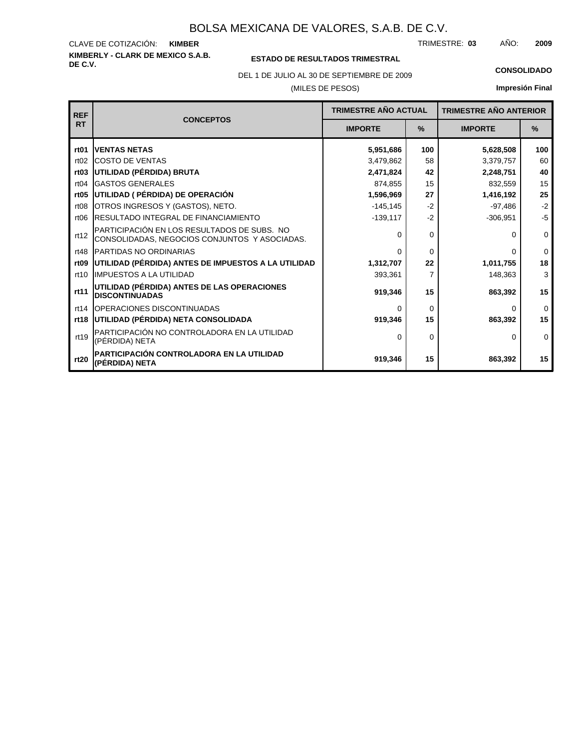# BOLSA MEXICANA DE VALORES, S.A.B. DE C.V.

CLAVE DE COTIZACIÓN: **KIMBER**

TRIMESTRE: **03** AÑO: **2009**

**KIMBERLY - CLARK DE MEXICO S.A.B. DE C.V.**

**ESTADO DE RESULTADOS TRIMESTRAL**

DEL 1 DE JULIO AL 30 DE SEPTIEMBRE DE 2009

(MILES DE PESOS)

**CONSOLIDADO**

**Impresión Final**

| REF RT | CONCEPTOS | TRIMESTRE AÑO ACTUAL | | TRIMESTRE AÑO ANTERIOR | |
|---|---|---|---|---|---|
| | | IMPORTE | % | IMPORTE | % |
| **rt01** | **VENTAS NETAS** | **5,951,686** | **100** | **5,628,508** | **100** |
| rt02 | COSTO DE VENTAS | 3,479,862 | 58 | 3,379,757 | 60 |
| **rt03** | **UTILIDAD (PÉRDIDA) BRUTA** | **2,471,824** | **42** | **2,248,751** | **40** |
| rt04 | GASTOS GENERALES | 874,855 | 15 | 832,559 | 15 |
| **rt05** | **UTILIDAD ( PÉRDIDA) DE OPERACIÓN** | **1,596,969** | **27** | **1,416,192** | **25** |
| rt08 | OTROS INGRESOS Y (GASTOS), NETO. | -145,145 | -2 | -97,486 | -2 |
| rt06 | RESULTADO INTEGRAL DE FINANCIAMIENTO | -139,117 | -2 | -306,951 | -5 |
| rt12 | PARTICIPACIÓN EN LOS RESULTADOS DE SUBS. NO CONSOLIDADAS, NEGOCIOS CONJUNTOS Y ASOCIADAS. | 0 | 0 | 0 | 0 |
| rt48 | PARTIDAS NO ORDINARIAS | 0 | 0 | 0 | 0 |
| **rt09** | **UTILIDAD (PÉRDIDA) ANTES DE IMPUESTOS A LA UTILIDAD** | **1,312,707** | **22** | **1,011,755** | **18** |
| rt10 | IMPUESTOS A LA UTILIDAD | 393,361 | 7 | 148,363 | 3 |
| **rt11** | **UTILIDAD (PÉRDIDA) ANTES DE LAS OPERACIONES DISCONTINUADAS** | **919,346** | **15** | **863,392** | **15** |
| rt14 | OPERACIONES DISCONTINUADAS | 0 | 0 | 0 | 0 |
| **rt18** | **UTILIDAD (PÉRDIDA) NETA CONSOLIDADA** | **919,346** | **15** | **863,392** | **15** |
| rt19 | PARTICIPACIÓN NO CONTROLADORA EN LA UTILIDAD (PÉRDIDA) NETA | 0 | 0 | 0 | 0 |
| **rt20** | **PARTICIPACIÓN CONTROLADORA EN LA UTILIDAD (PÉRDIDA) NETA** | **919,346** | **15** | **863,392** | **15** |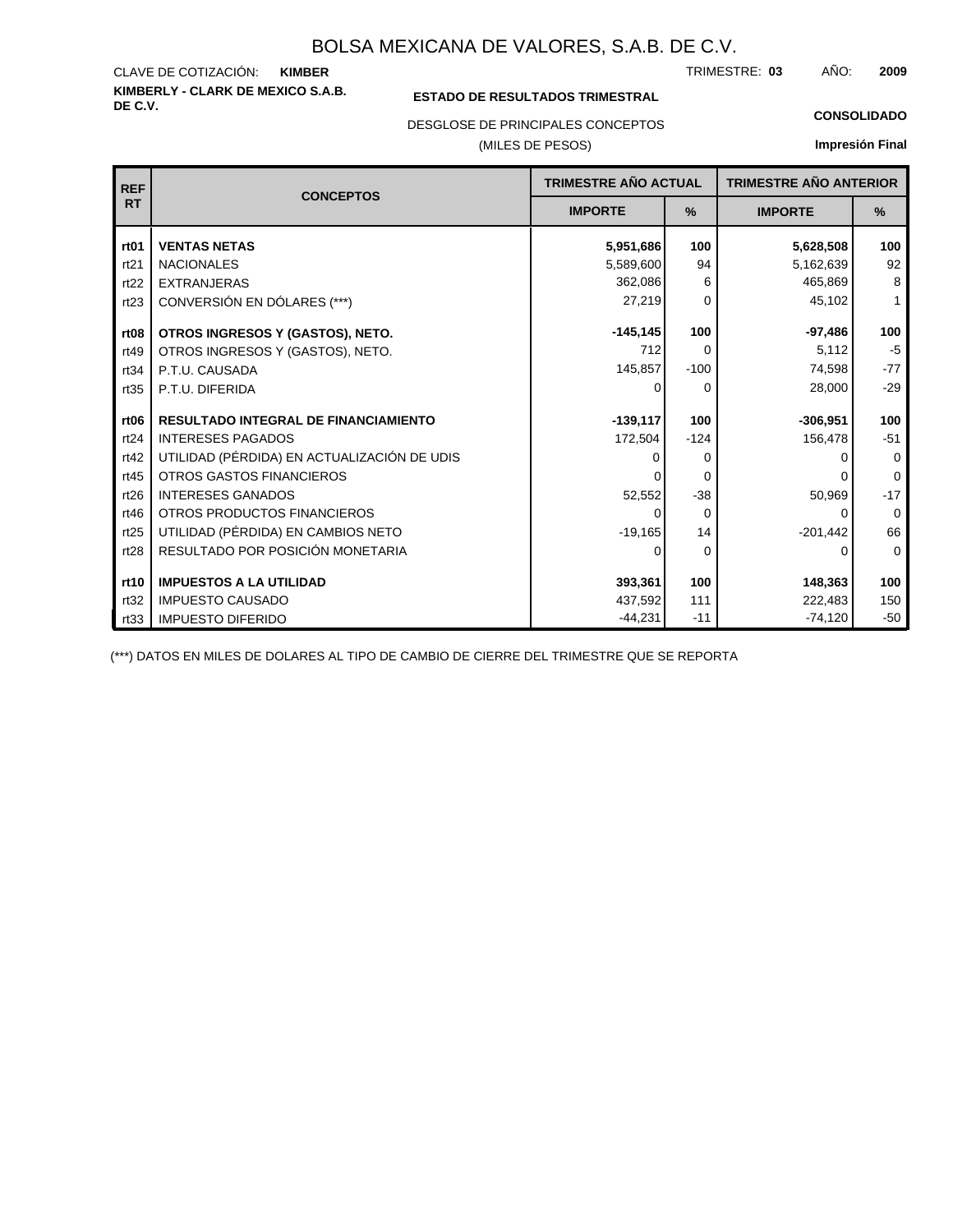# BOLSA MEXICANA DE VALORES, S.A.B. DE C.V.

CLAVE DE COTIZACIÓN: **KIMBER**

TRIMESTRE: **03** AÑO: **2009**

**KIMBERLY - CLARK DE MEXICO S.A.B. DE C.V.**

**ESTADO DE RESULTADOS TRIMESTRAL**

DESGLOSE DE PRINCIPALES CONCEPTOS

(MILES DE PESOS)

**CONSOLIDADO**

**Impresión Final**

| REF RT | CONCEPTOS | TRIMESTRE AÑO ACTUAL | | TRIMESTRE AÑO ANTERIOR | |
|---|---|---|---|---|---|
| | | IMPORTE | % | IMPORTE | % |
| **rt01** | **VENTAS NETAS** | **5,951,686** | **100** | **5,628,508** | **100** |
| rt21 | NACIONALES | 5,589,600 | 94 | 5,162,639 | 92 |
| rt22 | EXTRANJERAS | 362,086 | 6 | 465,869 | 8 |
| rt23 | CONVERSIÓN EN DÓLARES (***) | 27,219 | 0 | 45,102 | 1 |
| **rt08** | **OTROS INGRESOS Y (GASTOS), NETO.** | **-145,145** | **100** | **-97,486** | **100** |
| rt49 | OTROS INGRESOS Y (GASTOS), NETO. | 712 | 0 | 5,112 | -5 |
| rt34 | P.T.U. CAUSADA | 145,857 | -100 | 74,598 | -77 |
| rt35 | P.T.U. DIFERIDA | 0 | 0 | 28,000 | -29 |
| **rt06** | **RESULTADO INTEGRAL DE FINANCIAMIENTO** | **-139,117** | **100** | **-306,951** | **100** |
| rt24 | INTERESES PAGADOS | 172,504 | -124 | 156,478 | -51 |
| rt42 | UTILIDAD (PÉRDIDA) EN ACTUALIZACIÓN DE UDIS | 0 | 0 | 0 | 0 |
| rt45 | OTROS GASTOS FINANCIEROS | 0 | 0 | 0 | 0 |
| rt26 | INTERESES GANADOS | 52,552 | -38 | 50,969 | -17 |
| rt46 | OTROS PRODUCTOS FINANCIEROS | 0 | 0 | 0 | 0 |
| rt25 | UTILIDAD (PÉRDIDA) EN CAMBIOS NETO | -19,165 | 14 | -201,442 | 66 |
| rt28 | RESULTADO POR POSICIÓN MONETARIA | 0 | 0 | 0 | 0 |
| **rt10** | **IMPUESTOS A LA UTILIDAD** | **393,361** | **100** | **148,363** | **100** |
| rt32 | IMPUESTO CAUSADO | 437,592 | 111 | 222,483 | 150 |
| rt33 | IMPUESTO DIFERIDO | -44,231 | -11 | -74,120 | -50 |

(***) DATOS EN MILES DE DOLARES AL TIPO DE CAMBIO DE CIERRE DEL TRIMESTRE QUE SE REPORTA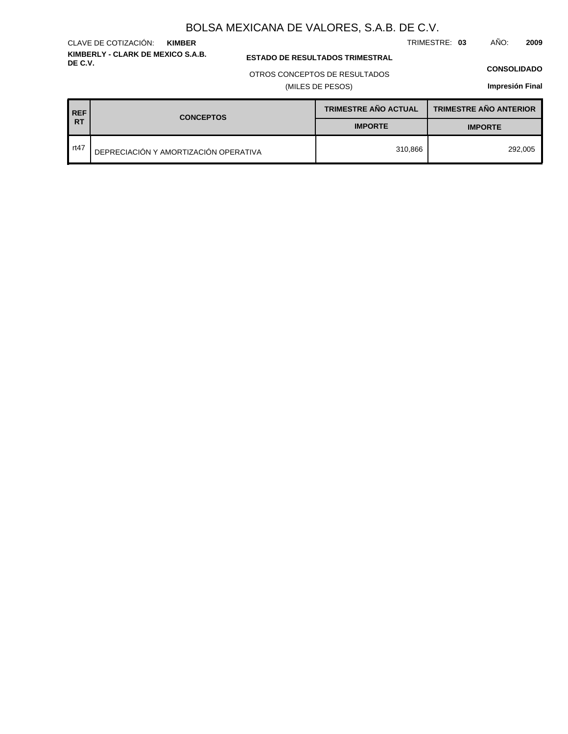# BOLSA MEXICANA DE VALORES, S.A.B. DE C.V.

CLAVE DE COTIZACIÓN: **KIMBER**

TRIMESTRE: **03** AÑO: **2009**

**KIMBERLY - CLARK DE MEXICO S.A.B. DE C.V.**

**ESTADO DE RESULTADOS TRIMESTRAL**

OTROS CONCEPTOS DE RESULTADOS

(MILES DE PESOS)

**CONSOLIDADO**

**Impresión Final**

| REF RT | CONCEPTOS | TRIMESTRE AÑO ACTUAL | TRIMESTRE AÑO ANTERIOR |
|---|---|---|---|
| | | IMPORTE | IMPORTE |
| rt47 | DEPRECIACIÓN Y AMORTIZACIÓN OPERATIVA | 310,866 | 292,005 |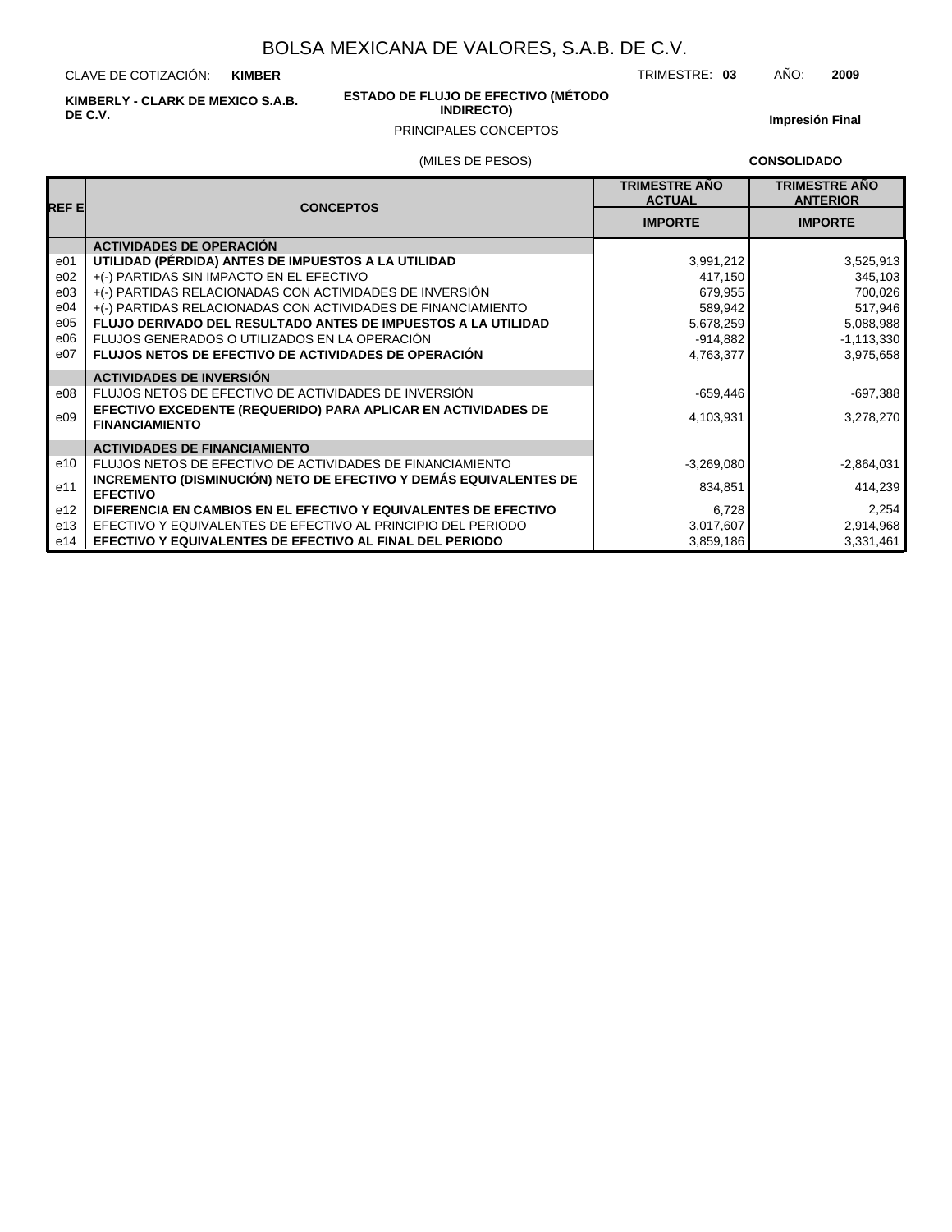# BOLSA MEXICANA DE VALORES, S.A.B. DE C.V.

CLAVE DE COTIZACIÓN: **KIMBER**

TRIMESTRE: **03** AÑO: **2009**

**KIMBERLY - CLARK DE MEXICO S.A.B. DE C.V.**

**ESTADO DE FLUJO DE EFECTIVO (MÉTODO INDIRECTO)**

PRINCIPALES CONCEPTOS

**Impresión Final**

(MILES DE PESOS)

**CONSOLIDADO**

| REF E | CONCEPTOS | TRIMESTRE AÑO ACTUAL | TRIMESTRE AÑO ANTERIOR |
|---|---|---|---|
| | | **IMPORTE** | **IMPORTE** |
| | **ACTIVIDADES DE OPERACIÓN** | | |
| e01 | **UTILIDAD (PÉRDIDA) ANTES DE IMPUESTOS A LA UTILIDAD** | 3,991,212 | 3,525,913 |
| e02 | +(-) PARTIDAS SIN IMPACTO EN EL EFECTIVO | 417,150 | 345,103 |
| e03 | +(-) PARTIDAS RELACIONADAS CON ACTIVIDADES DE INVERSIÓN | 679,955 | 700,026 |
| e04 | +(-) PARTIDAS RELACIONADAS CON ACTIVIDADES DE FINANCIAMIENTO | 589,942 | 517,946 |
| e05 | **FLUJO DERIVADO DEL RESULTADO ANTES DE IMPUESTOS A LA UTILIDAD** | 5,678,259 | 5,088,988 |
| e06 | FLUJOS GENERADOS O UTILIZADOS EN LA OPERACIÓN | -914,882 | -1,113,330 |
| e07 | **FLUJOS NETOS DE EFECTIVO DE ACTIVIDADES DE OPERACIÓN** | 4,763,377 | 3,975,658 |
| | **ACTIVIDADES DE INVERSIÓN** | | |
| e08 | FLUJOS NETOS DE EFECTIVO DE ACTIVIDADES DE INVERSIÓN | -659,446 | -697,388 |
| e09 | **EFECTIVO EXCEDENTE (REQUERIDO) PARA APLICAR EN ACTIVIDADES DE FINANCIAMIENTO** | 4,103,931 | 3,278,270 |
| | **ACTIVIDADES DE FINANCIAMIENTO** | | |
| e10 | FLUJOS NETOS DE EFECTIVO DE ACTIVIDADES DE FINANCIAMIENTO | -3,269,080 | -2,864,031 |
| e11 | **INCREMENTO (DISMINUCIÓN) NETO DE EFECTIVO Y DEMÁS EQUIVALENTES DE EFECTIVO** | 834,851 | 414,239 |
| e12 | **DIFERENCIA EN CAMBIOS EN EL EFECTIVO Y EQUIVALENTES DE EFECTIVO** | 6,728 | 2,254 |
| e13 | EFECTIVO Y EQUIVALENTES DE EFECTIVO AL PRINCIPIO DEL PERIODO | 3,017,607 | 2,914,968 |
| e14 | **EFECTIVO Y EQUIVALENTES DE EFECTIVO AL FINAL DEL PERIODO** | 3,859,186 | 3,331,461 |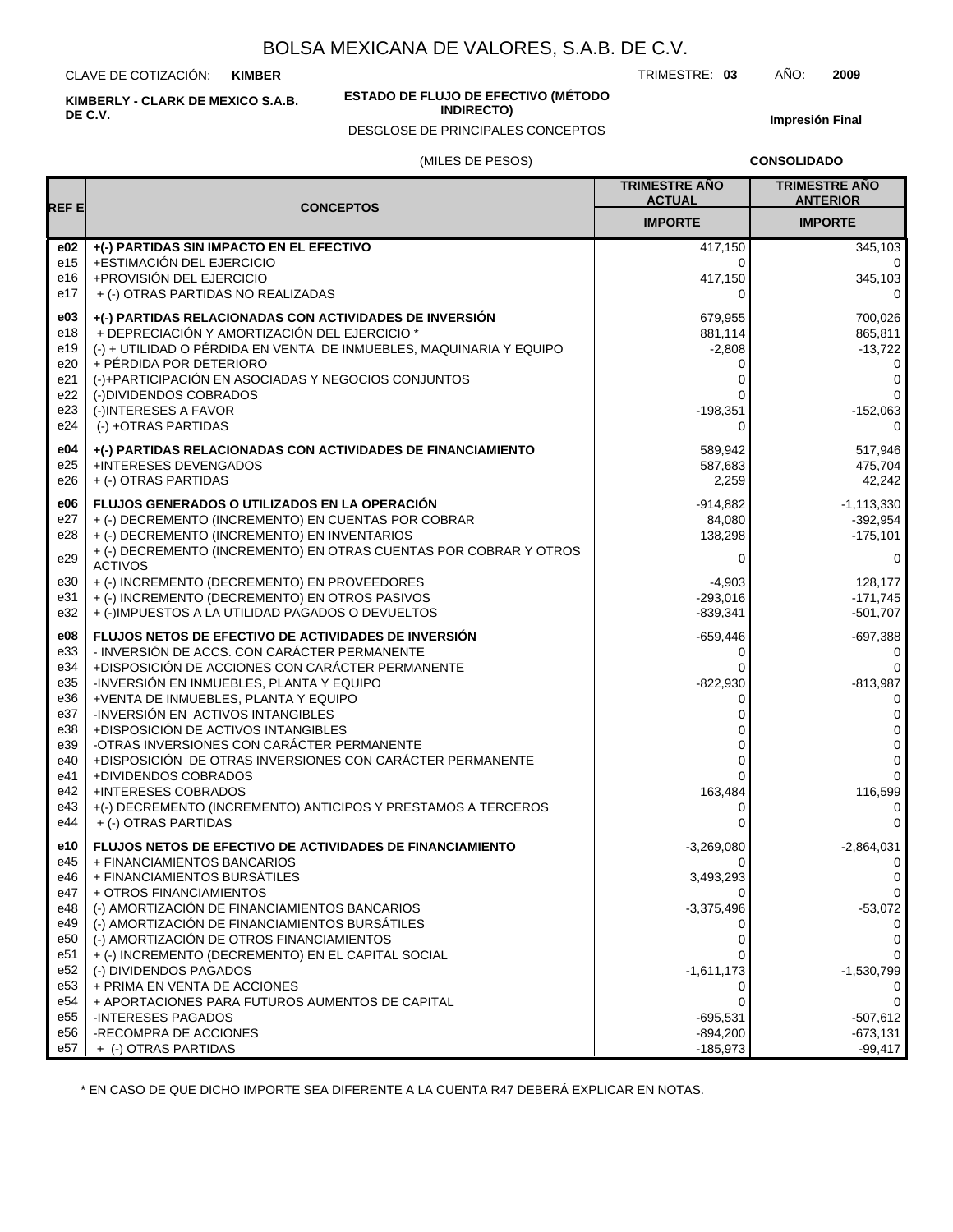# BOLSA MEXICANA DE VALORES, S.A.B. DE C.V.

CLAVE DE COTIZACIÓN: **KIMBER** TRIMESTRE: **03** AÑO: **2009**

**KIMBERLY - CLARK DE MEXICO S.A.B. DE C.V.**

**ESTADO DE FLUJO DE EFECTIVO (MÉTODO INDIRECTO)**

DESGLOSE DE PRINCIPALES CONCEPTOS

**Impresión Final**

(MILES DE PESOS) **CONSOLIDADO**

| REF E | CONCEPTOS | TRIMESTRE AÑO ACTUAL | TRIMESTRE AÑO ANTERIOR |
|---|---|---|---|
| | | IMPORTE | IMPORTE |
| **e02** | **+(-) PARTIDAS SIN IMPACTO EN EL EFECTIVO** | 417,150 | 345,103 |
| e15 | +ESTIMACIÓN DEL EJERCICIO | 0 | 0 |
| e16 | +PROVISIÓN DEL EJERCICIO | 417,150 | 345,103 |
| e17 | + (-) OTRAS PARTIDAS NO REALIZADAS | 0 | 0 |
| **e03** | **+(-) PARTIDAS RELACIONADAS CON ACTIVIDADES DE INVERSIÓN** | 679,955 | 700,026 |
| e18 | + DEPRECIACIÓN Y AMORTIZACIÓN DEL EJERCICIO * | 881,114 | 865,811 |
| e19 | (-) + UTILIDAD O PÉRDIDA EN VENTA DE INMUEBLES, MAQUINARIA Y EQUIPO | -2,808 | -13,722 |
| e20 | + PÉRDIDA POR DETERIORO | 0 | 0 |
| e21 | (-)+PARTICIPACIÓN EN ASOCIADAS Y NEGOCIOS CONJUNTOS | 0 | 0 |
| e22 | (-)DIVIDENDOS COBRADOS | 0 | 0 |
| e23 | (-)INTERESES A FAVOR | -198,351 | -152,063 |
| e24 | (-) +OTRAS PARTIDAS | 0 | 0 |
| **e04** | **+(-) PARTIDAS RELACIONADAS CON ACTIVIDADES DE FINANCIAMIENTO** | 589,942 | 517,946 |
| e25 | +INTERESES DEVENGADOS | 587,683 | 475,704 |
| e26 | + (-) OTRAS PARTIDAS | 2,259 | 42,242 |
| **e06** | **FLUJOS GENERADOS O UTILIZADOS EN LA OPERACIÓN** | -914,882 | -1,113,330 |
| e27 | + (-) DECREMENTO (INCREMENTO) EN CUENTAS POR COBRAR | 84,080 | -392,954 |
| e28 | + (-) DECREMENTO (INCREMENTO) EN INVENTARIOS | 138,298 | -175,101 |
| e29 | + (-) DECREMENTO (INCREMENTO) EN OTRAS CUENTAS POR COBRAR Y OTROS ACTIVOS | 0 | 0 |
| e30 | + (-) INCREMENTO (DECREMENTO) EN PROVEEDORES | -4,903 | 128,177 |
| e31 | + (-) INCREMENTO (DECREMENTO) EN OTROS PASIVOS | -293,016 | -171,745 |
| e32 | + (-)IMPUESTOS A LA UTILIDAD PAGADOS O DEVUELTOS | -839,341 | -501,707 |
| **e08** | **FLUJOS NETOS DE EFECTIVO DE ACTIVIDADES DE INVERSIÓN** | -659,446 | -697,388 |
| e33 | - INVERSIÓN DE ACCS. CON CARÁCTER PERMANENTE | 0 | 0 |
| e34 | +DISPOSICIÓN DE ACCIONES CON CARÁCTER PERMANENTE | 0 | 0 |
| e35 | -INVERSIÓN EN INMUEBLES, PLANTA Y EQUIPO | -822,930 | -813,987 |
| e36 | +VENTA DE INMUEBLES, PLANTA Y EQUIPO | 0 | 0 |
| e37 | -INVERSIÓN EN ACTIVOS INTANGIBLES | 0 | 0 |
| e38 | +DISPOSICIÓN DE ACTIVOS INTANGIBLES | 0 | 0 |
| e39 | -OTRAS INVERSIONES CON CARÁCTER PERMANENTE | 0 | 0 |
| e40 | +DISPOSICIÓN DE OTRAS INVERSIONES CON CARÁCTER PERMANENTE | 0 | 0 |
| e41 | +DIVIDENDOS COBRADOS | 0 | 0 |
| e42 | +INTERESES COBRADOS | 163,484 | 116,599 |
| e43 | +(-) DECREMENTO (INCREMENTO) ANTICIPOS Y PRESTAMOS A TERCEROS | 0 | 0 |
| e44 | + (-) OTRAS PARTIDAS | 0 | 0 |
| **e10** | **FLUJOS NETOS DE EFECTIVO DE ACTIVIDADES DE FINANCIAMIENTO** | -3,269,080 | -2,864,031 |
| e45 | + FINANCIAMIENTOS BANCARIOS | 0 | 0 |
| e46 | + FINANCIAMIENTOS BURSÁTILES | 3,493,293 | 0 |
| e47 | + OTROS FINANCIAMIENTOS | 0 | 0 |
| e48 | (-) AMORTIZACIÓN DE FINANCIAMIENTOS BANCARIOS | -3,375,496 | -53,072 |
| e49 | (-) AMORTIZACIÓN DE FINANCIAMIENTOS BURSÁTILES | 0 | 0 |
| e50 | (-) AMORTIZACIÓN DE OTROS FINANCIAMIENTOS | 0 | 0 |
| e51 | + (-) INCREMENTO (DECREMENTO) EN EL CAPITAL SOCIAL | 0 | 0 |
| e52 | (-) DIVIDENDOS PAGADOS | -1,611,173 | -1,530,799 |
| e53 | + PRIMA EN VENTA DE ACCIONES | 0 | 0 |
| e54 | + APORTACIONES PARA FUTUROS AUMENTOS DE CAPITAL | 0 | 0 |
| e55 | -INTERESES PAGADOS | -695,531 | -507,612 |
| e56 | -RECOMPRA DE ACCIONES | -894,200 | -673,131 |
| e57 | + (-) OTRAS PARTIDAS | -185,973 | -99,417 |

* EN CASO DE QUE DICHO IMPORTE SEA DIFERENTE A LA CUENTA R47 DEBERÁ EXPLICAR EN NOTAS.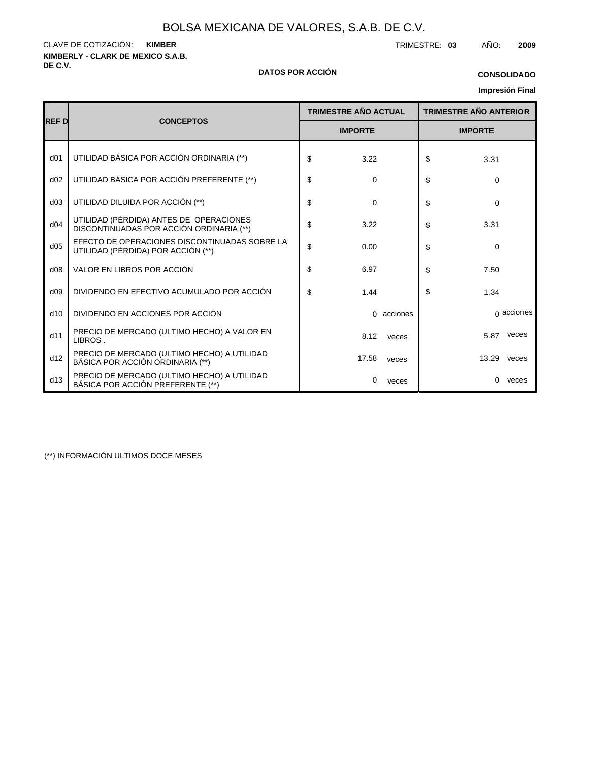# BOLSA MEXICANA DE VALORES, S.A.B. DE C.V.

CLAVE DE COTIZACIÓN: **KIMBER**

TRIMESTRE: **03** AÑO: **2009**

**KIMBERLY - CLARK DE MEXICO S.A.B. DE C.V.**

**DATOS POR ACCIÓN**

**CONSOLIDADO**

**Impresión Final**

| REF D | CONCEPTOS | TRIMESTRE AÑO ACTUAL | | TRIMESTRE AÑO ANTERIOR | |
|---|---|---|---|---|---|
| | | IMPORTE | | IMPORTE | |
| d01 | UTILIDAD BÁSICA POR ACCIÓN ORDINARIA (**) | $ | 3.22 | $ | 3.31 |
| d02 | UTILIDAD BÁSICA POR ACCIÓN PREFERENTE (**) | $ | 0 | $ | 0 |
| d03 | UTILIDAD DILUIDA POR ACCIÓN (**) | $ | 0 | $ | 0 |
| d04 | UTILIDAD (PÉRDIDA) ANTES DE OPERACIONES DISCONTINUADAS POR ACCIÓN ORDINARIA (**) | $ | 3.22 | $ | 3.31 |
| d05 | EFECTO DE OPERACIONES DISCONTINUADAS SOBRE LA UTILIDAD (PÉRDIDA) POR ACCIÓN (**) | $ | 0.00 | $ | 0 |
| d08 | VALOR EN LIBROS POR ACCIÓN | $ | 6.97 | $ | 7.50 |
| d09 | DIVIDENDO EN EFECTIVO ACUMULADO POR ACCIÓN | $ | 1.44 | $ | 1.34 |
| d10 | DIVIDENDO EN ACCIONES POR ACCIÓN | | 0 acciones | | 0 acciones |
| d11 | PRECIO DE MERCADO (ULTIMO HECHO) A VALOR EN LIBROS . | | 8.12 veces | | 5.87 veces |
| d12 | PRECIO DE MERCADO (ULTIMO HECHO) A UTILIDAD BÁSICA POR ACCIÓN ORDINARIA (**) | | 17.58 veces | | 13.29 veces |
| d13 | PRECIO DE MERCADO (ULTIMO HECHO) A UTILIDAD BÁSICA POR ACCIÓN PREFERENTE (**) | | 0 veces | | 0 veces |

(**) INFORMACIÓN ULTIMOS DOCE MESES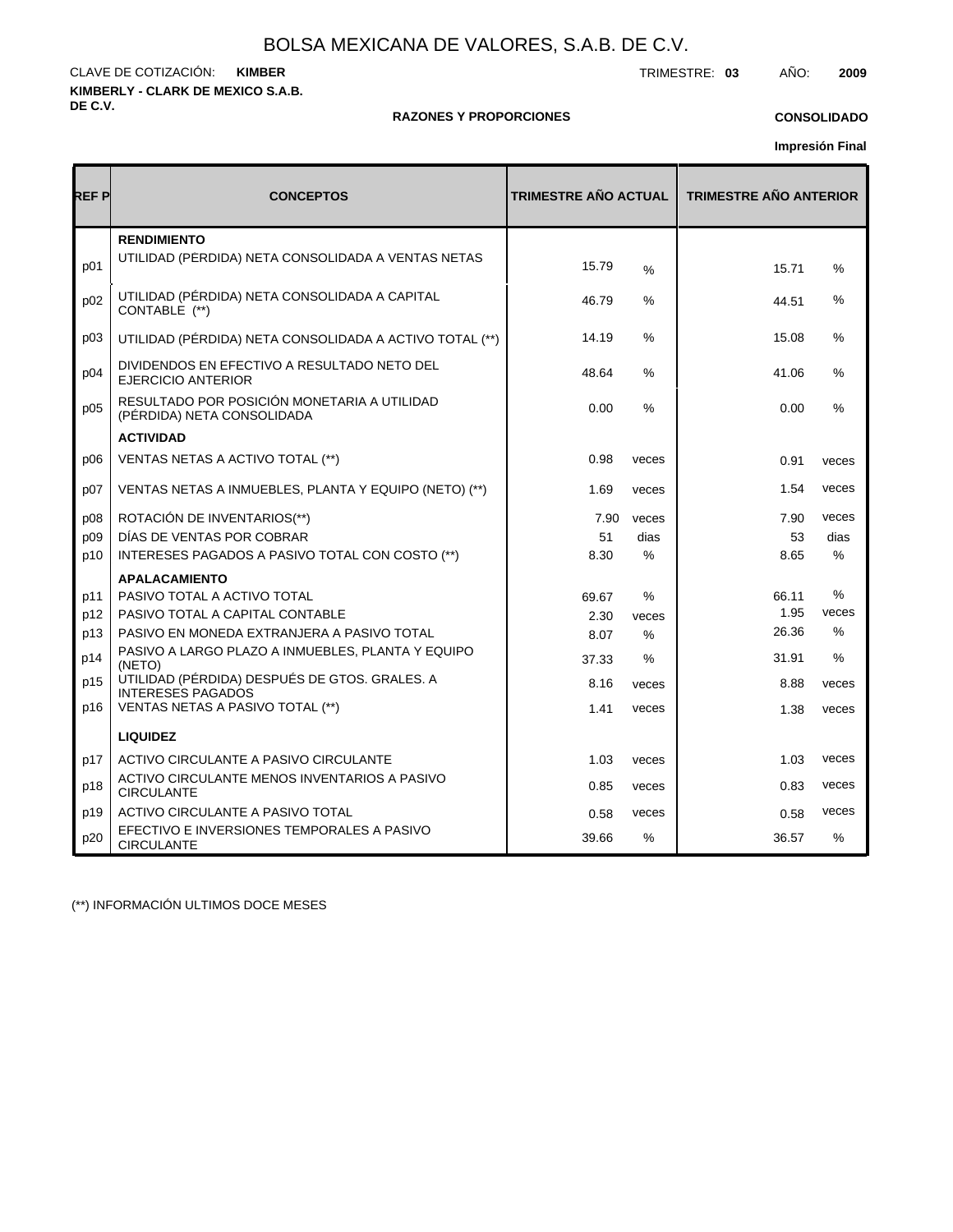# BOLSA MEXICANA DE VALORES, S.A.B. DE C.V.

CLAVE DE COTIZACIÓN: **KIMBER**

TRIMESTRE: **03** AÑO: **2009**

**KIMBERLY - CLARK DE MEXICO S.A.B. DE C.V.**

**RAZONES Y PROPORCIONES**

**CONSOLIDADO**

**Impresión Final**

| REF P | CONCEPTOS | TRIMESTRE AÑO ACTUAL | | TRIMESTRE AÑO ANTERIOR | |
|---|---|---|---|---|---|
| | **RENDIMIENTO** | | | | |
| p01 | UTILIDAD (PERDIDA) NETA CONSOLIDADA A VENTAS NETAS | 15.79 | % | 15.71 | % |
| p02 | UTILIDAD (PÉRDIDA) NETA CONSOLIDADA A CAPITAL CONTABLE (**) | 46.79 | % | 44.51 | % |
| p03 | UTILIDAD (PÉRDIDA) NETA CONSOLIDADA A ACTIVO TOTAL (**) | 14.19 | % | 15.08 | % |
| p04 | DIVIDENDOS EN EFECTIVO A RESULTADO NETO DEL EJERCICIO ANTERIOR | 48.64 | % | 41.06 | % |
| p05 | RESULTADO POR POSICIÓN MONETARIA A UTILIDAD (PÉRDIDA) NETA CONSOLIDADA | 0.00 | % | 0.00 | % |
| | **ACTIVIDAD** | | | | |
| p06 | VENTAS NETAS A ACTIVO TOTAL (**) | 0.98 | veces | 0.91 | veces |
| p07 | VENTAS NETAS A INMUEBLES, PLANTA Y EQUIPO (NETO) (**) | 1.69 | veces | 1.54 | veces |
| p08 | ROTACIÓN DE INVENTARIOS(**) | 7.90 | veces | 7.90 | veces |
| p09 | DÍAS DE VENTAS POR COBRAR | 51 | dias | 53 | dias |
| p10 | INTERESES PAGADOS A PASIVO TOTAL CON COSTO (**) | 8.30 | % | 8.65 | % |
| | **APALACAMIENTO** | | | | |
| p11 | PASIVO TOTAL A ACTIVO TOTAL | 69.67 | % | 66.11 | % |
| p12 | PASIVO TOTAL A CAPITAL CONTABLE | 2.30 | veces | 1.95 | veces |
| p13 | PASIVO EN MONEDA EXTRANJERA A PASIVO TOTAL | 8.07 | % | 26.36 | % |
| p14 | PASIVO A LARGO PLAZO A INMUEBLES, PLANTA Y EQUIPO (NETO) | 37.33 | % | 31.91 | % |
| p15 | UTILIDAD (PÉRDIDA) DESPUÉS DE GTOS. GRALES. A INTERESES PAGADOS | 8.16 | veces | 8.88 | veces |
| p16 | VENTAS NETAS A PASIVO TOTAL (**) | 1.41 | veces | 1.38 | veces |
| | **LIQUIDEZ** | | | | |
| p17 | ACTIVO CIRCULANTE A PASIVO CIRCULANTE | 1.03 | veces | 1.03 | veces |
| p18 | ACTIVO CIRCULANTE MENOS INVENTARIOS A PASIVO CIRCULANTE | 0.85 | veces | 0.83 | veces |
| p19 | ACTIVO CIRCULANTE A PASIVO TOTAL | 0.58 | veces | 0.58 | veces |
| p20 | EFECTIVO E INVERSIONES TEMPORALES A PASIVO CIRCULANTE | 39.66 | % | 36.57 | % |

(**) INFORMACIÓN ULTIMOS DOCE MESES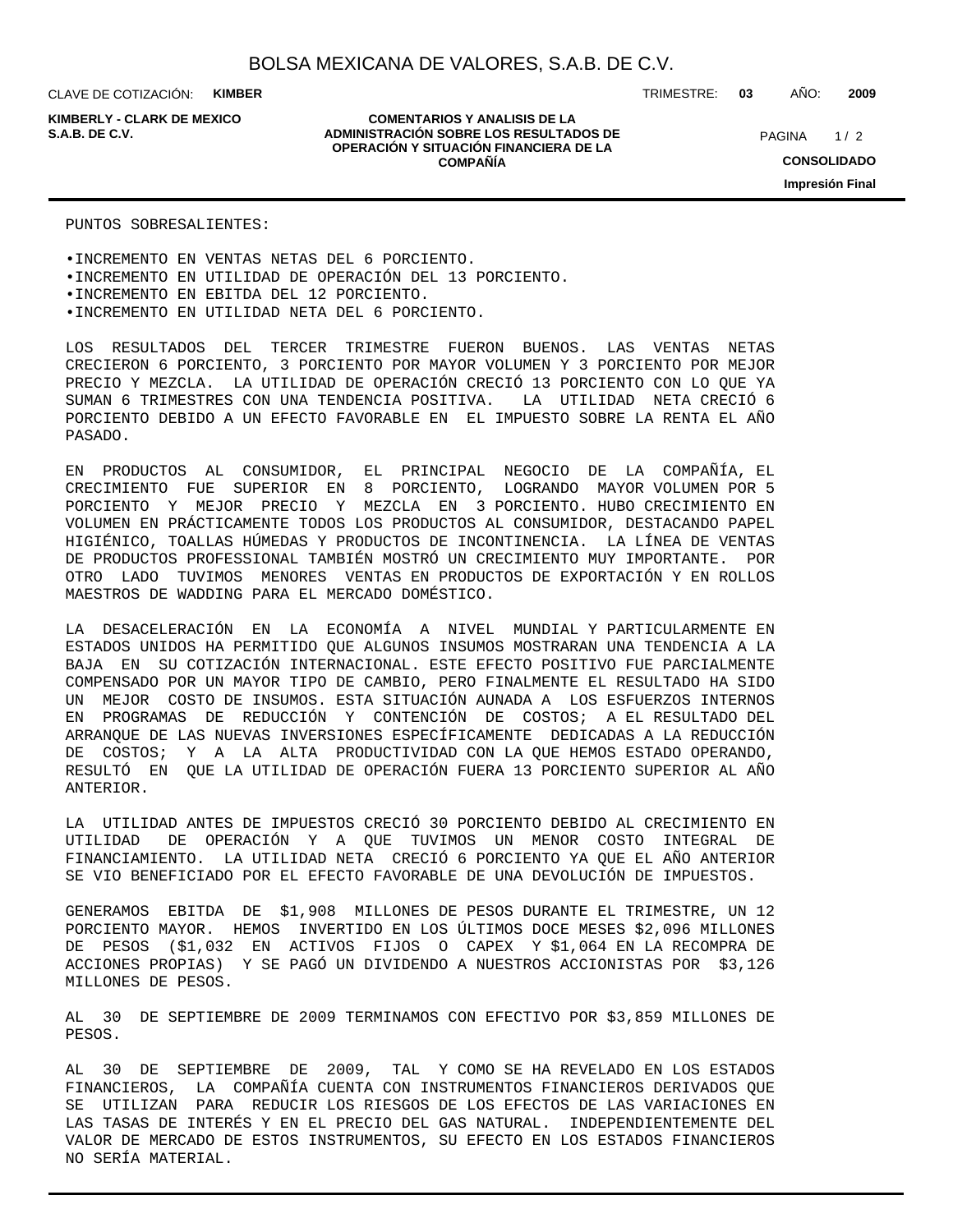PUNTOS SOBRESALIENTES:

- INCREMENTO EN VENTAS NETAS DEL 6 PORCIENTO.
- INCREMENTO EN UTILIDAD DE OPERACIÓN DEL 13 PORCIENTO.
- INCREMENTO EN EBITDA DEL 12 PORCIENTO.
- INCREMENTO EN UTILIDAD NETA DEL 6 PORCIENTO.

LOS RESULTADOS DEL TERCER TRIMESTRE FUERON BUENOS. LAS VENTAS NETAS CRECIERON 6 PORCIENTO, 3 PORCIENTO POR MAYOR VOLUMEN Y 3 PORCIENTO POR MEJOR PRECIO Y MEZCLA. LA UTILIDAD DE OPERACIÓN CRECIÓ 13 PORCIENTO CON LO QUE YA SUMAN 6 TRIMESTRES CON UNA TENDENCIA POSITIVA. LA UTILIDAD NETA CRECIÓ 6 PORCIENTO DEBIDO A UN EFECTO FAVORABLE EN EL IMPUESTO SOBRE LA RENTA EL AÑO PASADO.

EN PRODUCTOS AL CONSUMIDOR, EL PRINCIPAL NEGOCIO DE LA COMPAÑÍA, EL CRECIMIENTO FUE SUPERIOR EN 8 PORCIENTO, LOGRANDO MAYOR VOLUMEN POR 5 PORCIENTO Y MEJOR PRECIO Y MEZCLA EN 3 PORCIENTO. HUBO CRECIMIENTO EN VOLUMEN EN PRÁCTICAMENTE TODOS LOS PRODUCTOS AL CONSUMIDOR, DESTACANDO PAPEL HIGIÉNICO, TOALLAS HÚMEDAS Y PRODUCTOS DE INCONTINENCIA. LA LÍNEA DE VENTAS DE PRODUCTOS PROFESSIONAL TAMBIÉN MOSTRÓ UN CRECIMIENTO MUY IMPORTANTE. POR OTRO LADO TUVIMOS MENORES VENTAS EN PRODUCTOS DE EXPORTACIÓN Y EN ROLLOS MAESTROS DE WADDING PARA EL MERCADO DOMÉSTICO.

LA DESACELERACIÓN EN LA ECONOMÍA A NIVEL MUNDIAL Y PARTICULARMENTE EN ESTADOS UNIDOS HA PERMITIDO QUE ALGUNOS INSUMOS MOSTRARAN UNA TENDENCIA A LA BAJA EN SU COTIZACIÓN INTERNACIONAL. ESTE EFECTO POSITIVO FUE PARCIALMENTE COMPENSADO POR UN MAYOR TIPO DE CAMBIO, PERO FINALMENTE EL RESULTADO HA SIDO UN MEJOR COSTO DE INSUMOS. ESTA SITUACIÓN AUNADA A LOS ESFUERZOS INTERNOS EN PROGRAMAS DE REDUCCIÓN Y CONTENCIÓN DE COSTOS; A EL RESULTADO DEL ARRANQUE DE LAS NUEVAS INVERSIONES ESPECÍFICAMENTE DEDICADAS A LA REDUCCIÓN DE COSTOS; Y A LA ALTA PRODUCTIVIDAD CON LA QUE HEMOS ESTADO OPERANDO, RESULTÓ EN QUE LA UTILIDAD DE OPERACIÓN FUERA 13 PORCIENTO SUPERIOR AL AÑO ANTERIOR.

LA UTILIDAD ANTES DE IMPUESTOS CRECIÓ 30 PORCIENTO DEBIDO AL CRECIMIENTO EN UTILIDAD DE OPERACIÓN Y A QUE TUVIMOS UN MENOR COSTO INTEGRAL DE FINANCIAMIENTO. LA UTILIDAD NETA CRECIÓ 6 PORCIENTO YA QUE EL AÑO ANTERIOR SE VIO BENEFICIADO POR EL EFECTO FAVORABLE DE UNA DEVOLUCIÓN DE IMPUESTOS.

GENERAMOS EBITDA DE $1,908 MILLONES DE PESOS DURANTE EL TRIMESTRE, UN 12 PORCIENTO MAYOR. HEMOS INVERTIDO EN LOS ÚLTIMOS DOCE MESES $2,096 MILLONES DE PESOS ($1,032 EN ACTIVOS FIJOS O CAPEX Y $1,064 EN LA RECOMPRA DE ACCIONES PROPIAS) Y SE PAGÓ UN DIVIDENDO A NUESTROS ACCIONISTAS POR $3,126 MILLONES DE PESOS.

AL 30 DE SEPTIEMBRE DE 2009 TERMINAMOS CON EFECTIVO POR $3,859 MILLONES DE PESOS.

AL 30 DE SEPTIEMBRE DE 2009, TAL Y COMO SE HA REVELADO EN LOS ESTADOS FINANCIEROS, LA COMPAÑÍA CUENTA CON INSTRUMENTOS FINANCIEROS DERIVADOS QUE SE UTILIZAN PARA REDUCIR LOS RIESGOS DE LOS EFECTOS DE LAS VARIACIONES EN LAS TASAS DE INTERÉS Y EN EL PRECIO DEL GAS NATURAL. INDEPENDIENTEMENTE DEL VALOR DE MERCADO DE ESTOS INSTRUMENTOS, SU EFECTO EN LOS ESTADOS FINANCIEROS NO SERÍA MATERIAL.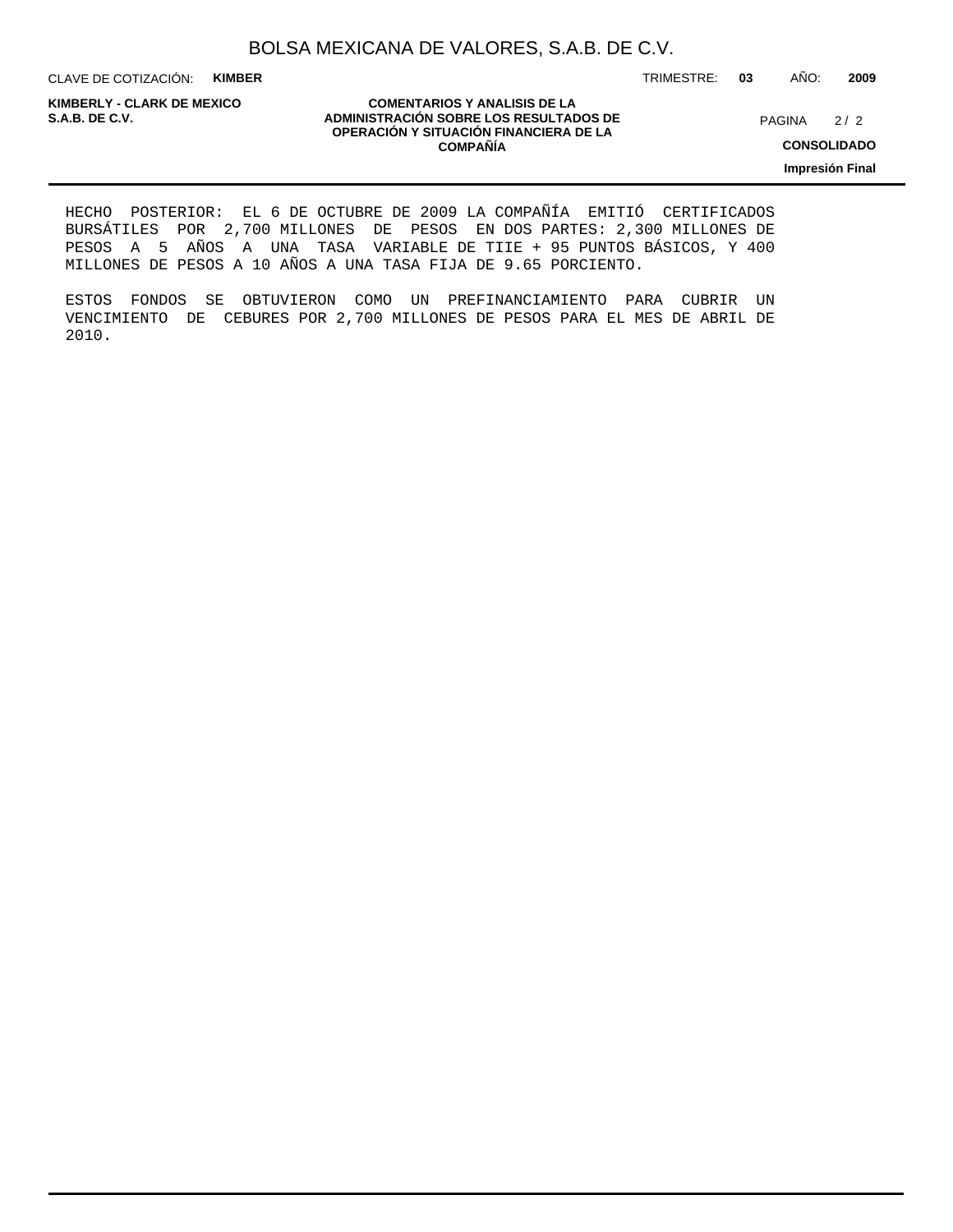HECHO POSTERIOR: EL 6 DE OCTUBRE DE 2009 LA COMPAÑÍA EMITIÓ CERTIFICADOS BURSÁTILES POR 2,700 MILLONES DE PESOS EN DOS PARTES: 2,300 MILLONES DE PESOS A 5 AÑOS A UNA TASA VARIABLE DE TIIE + 95 PUNTOS BÁSICOS, Y 400 MILLONES DE PESOS A 10 AÑOS A UNA TASA FIJA DE 9.65 PORCIENTO.

ESTOS FONDOS SE OBTUVIERON COMO UN PREFINANCIAMIENTO PARA CUBRIR UN VENCIMIENTO DE CEBURES POR 2,700 MILLONES DE PESOS PARA EL MES DE ABRIL DE 2010.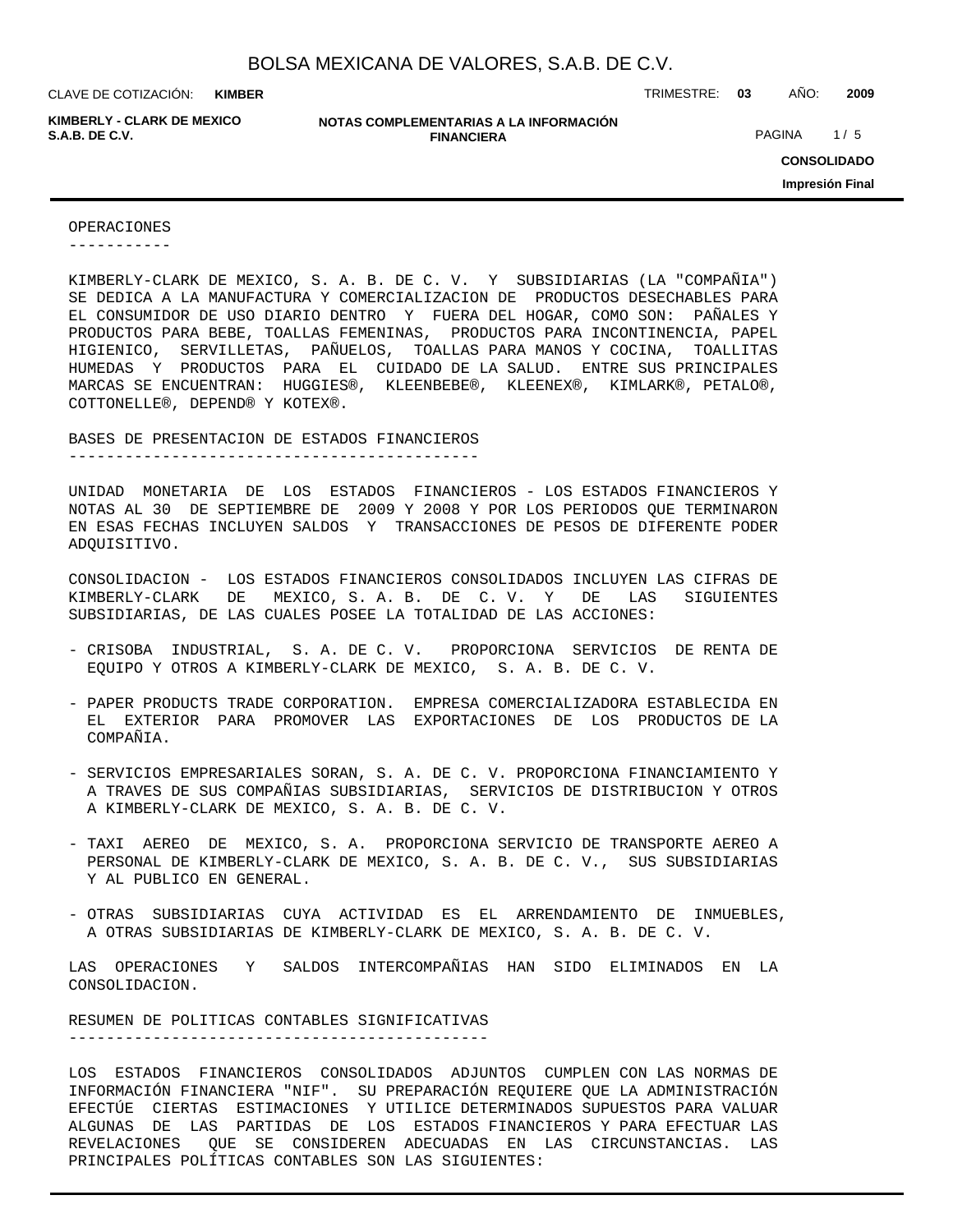## OPERACIONES

KIMBERLY-CLARK DE MEXICO, S. A. B. DE C. V. Y SUBSIDIARIAS (LA "COMPAÑIA") SE DEDICA A LA MANUFACTURA Y COMERCIALIZACION DE PRODUCTOS DESECHABLES PARA EL CONSUMIDOR DE USO DIARIO DENTRO Y FUERA DEL HOGAR, COMO SON: PAÑALES Y PRODUCTOS PARA BEBE, TOALLAS FEMENINAS, PRODUCTOS PARA INCONTINENCIA, PAPEL HIGIENICO, SERVILLETAS, PAÑUELOS, TOALLAS PARA MANOS Y COCINA, TOALLITAS HUMEDAS Y PRODUCTOS PARA EL CUIDADO DE LA SALUD. ENTRE SUS PRINCIPALES MARCAS SE ENCUENTRAN: HUGGIES®, KLEENBEBE®, KLEENEX®, KIMLARK®, PETALO®, COTTONELLE®, DEPEND® Y KOTEX®.

## BASES DE PRESENTACION DE ESTADOS FINANCIEROS

UNIDAD MONETARIA DE LOS ESTADOS FINANCIEROS - LOS ESTADOS FINANCIEROS Y NOTAS AL 30 DE SEPTIEMBRE DE 2009 Y 2008 Y POR LOS PERIODOS QUE TERMINARON EN ESAS FECHAS INCLUYEN SALDOS Y TRANSACCIONES DE PESOS DE DIFERENTE PODER ADQUISITIVO.

CONSOLIDACION - LOS ESTADOS FINANCIEROS CONSOLIDADOS INCLUYEN LAS CIFRAS DE KIMBERLY-CLARK DE MEXICO, S. A. B. DE C. V. Y DE LAS SIGUIENTES SUBSIDIARIAS, DE LAS CUALES POSEE LA TOTALIDAD DE LAS ACCIONES:

- CRISOBA INDUSTRIAL, S. A. DE C. V. PROPORCIONA SERVICIOS DE RENTA DE EQUIPO Y OTROS A KIMBERLY-CLARK DE MEXICO, S. A. B. DE C. V.
- PAPER PRODUCTS TRADE CORPORATION. EMPRESA COMERCIALIZADORA ESTABLECIDA EN EL EXTERIOR PARA PROMOVER LAS EXPORTACIONES DE LOS PRODUCTOS DE LA COMPAÑIA.
- SERVICIOS EMPRESARIALES SORAN, S. A. DE C. V. PROPORCIONA FINANCIAMIENTO Y A TRAVES DE SUS COMPAÑIAS SUBSIDIARIAS, SERVICIOS DE DISTRIBUCION Y OTROS A KIMBERLY-CLARK DE MEXICO, S. A. B. DE C. V.
- TAXI AEREO DE MEXICO, S. A. PROPORCIONA SERVICIO DE TRANSPORTE AEREO A PERSONAL DE KIMBERLY-CLARK DE MEXICO, S. A. B. DE C. V., SUS SUBSIDIARIAS Y AL PUBLICO EN GENERAL.
- OTRAS SUBSIDIARIAS CUYA ACTIVIDAD ES EL ARRENDAMIENTO DE INMUEBLES, A OTRAS SUBSIDIARIAS DE KIMBERLY-CLARK DE MEXICO, S. A. B. DE C. V.

LAS OPERACIONES Y SALDOS INTERCOMPAÑIAS HAN SIDO ELIMINADOS EN LA CONSOLIDACION.

## RESUMEN DE POLITICAS CONTABLES SIGNIFICATIVAS

LOS ESTADOS FINANCIEROS CONSOLIDADOS ADJUNTOS CUMPLEN CON LAS NORMAS DE INFORMACIÓN FINANCIERA "NIF". SU PREPARACIÓN REQUIERE QUE LA ADMINISTRACIÓN EFECTÚE CIERTAS ESTIMACIONES Y UTILICE DETERMINADOS SUPUESTOS PARA VALUAR ALGUNAS DE LAS PARTIDAS DE LOS ESTADOS FINANCIEROS Y PARA EFECTUAR LAS REVELACIONES QUE SE CONSIDEREN ADECUADAS EN LAS CIRCUNSTANCIAS. LAS PRINCIPALES POLÍTICAS CONTABLES SON LAS SIGUIENTES: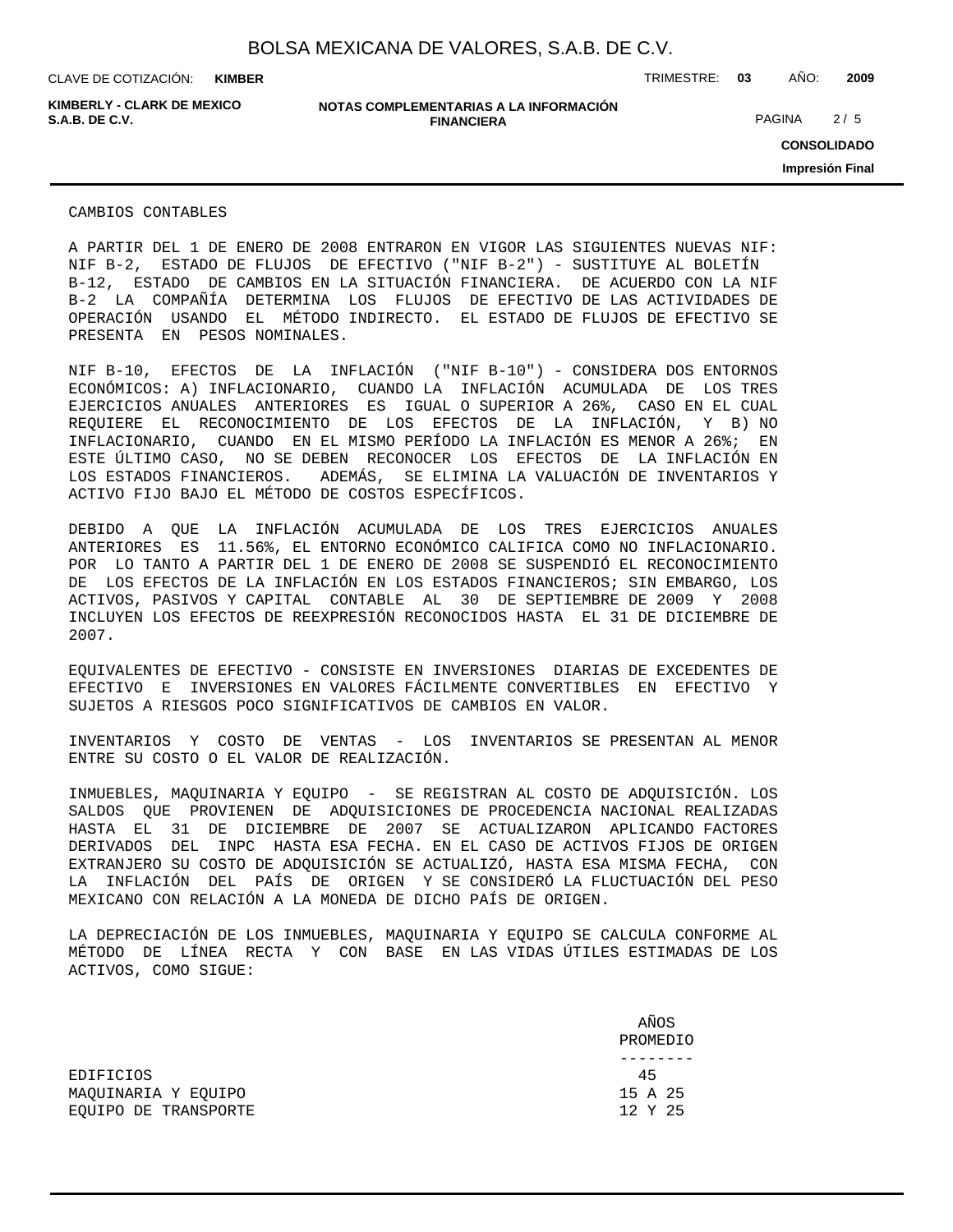CAMBIOS CONTABLES

A PARTIR DEL 1 DE ENERO DE 2008 ENTRARON EN VIGOR LAS SIGUIENTES NUEVAS NIF: NIF B-2, ESTADO DE FLUJOS DE EFECTIVO ("NIF B-2") - SUSTITUYE AL BOLETÍN B-12, ESTADO DE CAMBIOS EN LA SITUACIÓN FINANCIERA. DE ACUERDO CON LA NIF B-2 LA COMPAÑÍA DETERMINA LOS FLUJOS DE EFECTIVO DE LAS ACTIVIDADES DE OPERACIÓN USANDO EL MÉTODO INDIRECTO. EL ESTADO DE FLUJOS DE EFECTIVO SE PRESENTA EN PESOS NOMINALES.

NIF B-10, EFECTOS DE LA INFLACIÓN ("NIF B-10") - CONSIDERA DOS ENTORNOS ECONÓMICOS: A) INFLACIONARIO, CUANDO LA INFLACIÓN ACUMULADA DE LOS TRES EJERCICIOS ANUALES ANTERIORES ES IGUAL O SUPERIOR A 26%, CASO EN EL CUAL REQUIERE EL RECONOCIMIENTO DE LOS EFECTOS DE LA INFLACIÓN, Y B) NO INFLACIONARIO, CUANDO EN EL MISMO PERÍODO LA INFLACIÓN ES MENOR A 26%; EN ESTE ÚLTIMO CASO, NO SE DEBEN RECONOCER LOS EFECTOS DE LA INFLACIÓN EN LOS ESTADOS FINANCIEROS. ADEMÁS, SE ELIMINA LA VALUACIÓN DE INVENTARIOS Y ACTIVO FIJO BAJO EL MÉTODO DE COSTOS ESPECÍFICOS.

DEBIDO A QUE LA INFLACIÓN ACUMULADA DE LOS TRES EJERCICIOS ANUALES ANTERIORES ES 11.56%, EL ENTORNO ECONÓMICO CALIFICA COMO NO INFLACIONARIO. POR LO TANTO A PARTIR DEL 1 DE ENERO DE 2008 SE SUSPENDIÓ EL RECONOCIMIENTO DE LOS EFECTOS DE LA INFLACIÓN EN LOS ESTADOS FINANCIEROS; SIN EMBARGO, LOS ACTIVOS, PASIVOS Y CAPITAL CONTABLE AL 30 DE SEPTIEMBRE DE 2009 Y 2008 INCLUYEN LOS EFECTOS DE REEXPRESIÓN RECONOCIDOS HASTA EL 31 DE DICIEMBRE DE 2007.

EQUIVALENTES DE EFECTIVO - CONSISTE EN INVERSIONES DIARIAS DE EXCEDENTES DE EFECTIVO E INVERSIONES EN VALORES FÁCILMENTE CONVERTIBLES EN EFECTIVO Y SUJETOS A RIESGOS POCO SIGNIFICATIVOS DE CAMBIOS EN VALOR.

INVENTARIOS Y COSTO DE VENTAS - LOS INVENTARIOS SE PRESENTAN AL MENOR ENTRE SU COSTO O EL VALOR DE REALIZACIÓN.

INMUEBLES, MAQUINARIA Y EQUIPO - SE REGISTRAN AL COSTO DE ADQUISICIÓN. LOS SALDOS QUE PROVIENEN DE ADQUISICIONES DE PROCEDENCIA NACIONAL REALIZADAS HASTA EL 31 DE DICIEMBRE DE 2007 SE ACTUALIZARON APLICANDO FACTORES DERIVADOS DEL INPC HASTA ESA FECHA. EN EL CASO DE ACTIVOS FIJOS DE ORIGEN EXTRANJERO SU COSTO DE ADQUISICIÓN SE ACTUALIZÓ, HASTA ESA MISMA FECHA, CON LA INFLACIÓN DEL PAÍS DE ORIGEN Y SE CONSIDERÓ LA FLUCTUACIÓN DEL PESO MEXICANO CON RELACIÓN A LA MONEDA DE DICHO PAÍS DE ORIGEN.

LA DEPRECIACIÓN DE LOS INMUEBLES, MAQUINARIA Y EQUIPO SE CALCULA CONFORME AL MÉTODO DE LÍNEA RECTA Y CON BASE EN LAS VIDAS ÚTILES ESTIMADAS DE LOS ACTIVOS, COMO SIGUE:

| | AÑOS PROMEDIO |
|---|---|
| EDIFICIOS | 45 |
| MAQUINARIA Y EQUIPO | 15 A 25 |
| EQUIPO DE TRANSPORTE | 12 Y 25 |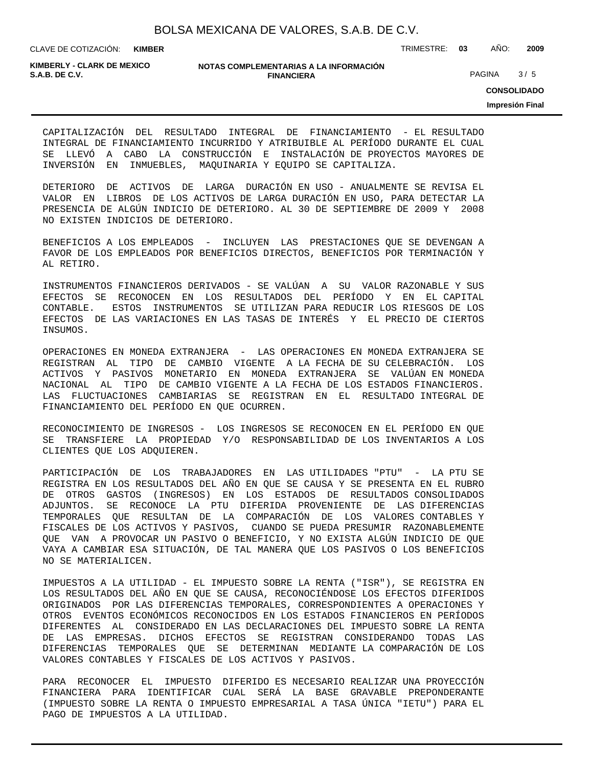CAPITALIZACIÓN DEL RESULTADO INTEGRAL DE FINANCIAMIENTO - EL RESULTADO INTEGRAL DE FINANCIAMIENTO INCURRIDO Y ATRIBUIBLE AL PERÍODO DURANTE EL CUAL SE LLEVÓ A CABO LA CONSTRUCCIÓN E INSTALACIÓN DE PROYECTOS MAYORES DE INVERSIÓN EN INMUEBLES, MAQUINARIA Y EQUIPO SE CAPITALIZA.

DETERIORO DE ACTIVOS DE LARGA DURACIÓN EN USO - ANUALMENTE SE REVISA EL VALOR EN LIBROS DE LOS ACTIVOS DE LARGA DURACIÓN EN USO, PARA DETECTAR LA PRESENCIA DE ALGÚN INDICIO DE DETERIORO. AL 30 DE SEPTIEMBRE DE 2009 Y 2008 NO EXISTEN INDICIOS DE DETERIORO.

BENEFICIOS A LOS EMPLEADOS - INCLUYEN LAS PRESTACIONES QUE SE DEVENGAN A FAVOR DE LOS EMPLEADOS POR BENEFICIOS DIRECTOS, BENEFICIOS POR TERMINACIÓN Y AL RETIRO.

INSTRUMENTOS FINANCIEROS DERIVADOS - SE VALÚAN A SU VALOR RAZONABLE Y SUS EFECTOS SE RECONOCEN EN LOS RESULTADOS DEL PERÍODO Y EN EL CAPITAL CONTABLE. ESTOS INSTRUMENTOS SE UTILIZAN PARA REDUCIR LOS RIESGOS DE LOS EFECTOS DE LAS VARIACIONES EN LAS TASAS DE INTERÉS Y EL PRECIO DE CIERTOS INSUMOS.

OPERACIONES EN MONEDA EXTRANJERA - LAS OPERACIONES EN MONEDA EXTRANJERA SE REGISTRAN AL TIPO DE CAMBIO VIGENTE A LA FECHA DE SU CELEBRACIÓN. LOS ACTIVOS Y PASIVOS MONETARIO EN MONEDA EXTRANJERA SE VALÚAN EN MONEDA NACIONAL AL TIPO DE CAMBIO VIGENTE A LA FECHA DE LOS ESTADOS FINANCIEROS. LAS FLUCTUACIONES CAMBIARIAS SE REGISTRAN EN EL RESULTADO INTEGRAL DE FINANCIAMIENTO DEL PERÍODO EN QUE OCURREN.

RECONOCIMIENTO DE INGRESOS - LOS INGRESOS SE RECONOCEN EN EL PERÍODO EN QUE SE TRANSFIERE LA PROPIEDAD Y/O RESPONSABILIDAD DE LOS INVENTARIOS A LOS CLIENTES QUE LOS ADQUIEREN.

PARTICIPACIÓN DE LOS TRABAJADORES EN LAS UTILIDADES "PTU" - LA PTU SE REGISTRA EN LOS RESULTADOS DEL AÑO EN QUE SE CAUSA Y SE PRESENTA EN EL RUBRO DE OTROS GASTOS (INGRESOS) EN LOS ESTADOS DE RESULTADOS CONSOLIDADOS ADJUNTOS. SE RECONOCE LA PTU DIFERIDA PROVENIENTE DE LAS DIFERENCIAS TEMPORALES QUE RESULTAN DE LA COMPARACIÓN DE LOS VALORES CONTABLES Y FISCALES DE LOS ACTIVOS Y PASIVOS, CUANDO SE PUEDA PRESUMIR RAZONABLEMENTE QUE VAN A PROVOCAR UN PASIVO O BENEFICIO, Y NO EXISTA ALGÚN INDICIO DE QUE VAYA A CAMBIAR ESA SITUACIÓN, DE TAL MANERA QUE LOS PASIVOS O LOS BENEFICIOS NO SE MATERIALICEN.

IMPUESTOS A LA UTILIDAD - EL IMPUESTO SOBRE LA RENTA ("ISR"), SE REGISTRA EN LOS RESULTADOS DEL AÑO EN QUE SE CAUSA, RECONOCIÉNDOSE LOS EFECTOS DIFERIDOS ORIGINADOS POR LAS DIFERENCIAS TEMPORALES, CORRESPONDIENTES A OPERACIONES Y OTROS EVENTOS ECONÓMICOS RECONOCIDOS EN LOS ESTADOS FINANCIEROS EN PERÍODOS DIFERENTES AL CONSIDERADO EN LAS DECLARACIONES DEL IMPUESTO SOBRE LA RENTA DE LAS EMPRESAS. DICHOS EFECTOS SE REGISTRAN CONSIDERANDO TODAS LAS DIFERENCIAS TEMPORALES QUE SE DETERMINAN MEDIANTE LA COMPARACIÓN DE LOS VALORES CONTABLES Y FISCALES DE LOS ACTIVOS Y PASIVOS.

PARA RECONOCER EL IMPUESTO DIFERIDO ES NECESARIO REALIZAR UNA PROYECCIÓN FINANCIERA PARA IDENTIFICAR CUAL SERÁ LA BASE GRAVABLE PREPONDERANTE (IMPUESTO SOBRE LA RENTA O IMPUESTO EMPRESARIAL A TASA ÚNICA "IETU") PARA EL PAGO DE IMPUESTOS A LA UTILIDAD.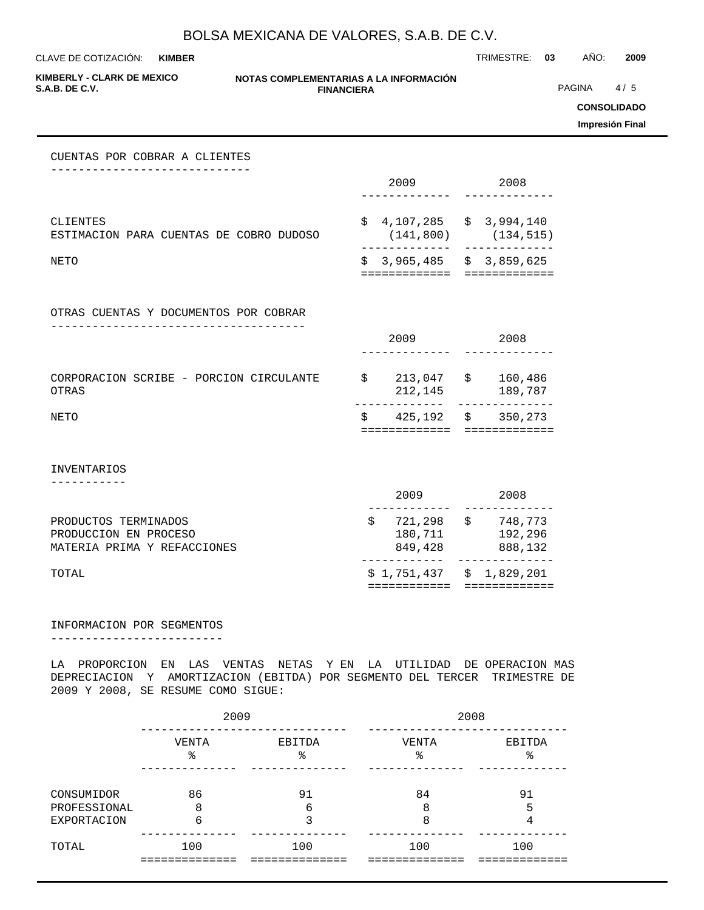## CUENTAS POR COBRAR A CLIENTES

| | 2009 | 2008 |
|---|---|---|
| CLIENTES | $ 4,107,285 | $ 3,994,140 |
| ESTIMACION PARA CUENTAS DE COBRO DUDOSO | (141,800) | (134,515) |
| NETO | $ 3,965,485 | $ 3,859,625 |

## OTRAS CUENTAS Y DOCUMENTOS POR COBRAR

| | 2009 | 2008 |
|---|---|---|
| CORPORACION SCRIBE - PORCION CIRCULANTE | $ 213,047 | $ 160,486 |
| OTRAS | 212,145 | 189,787 |
| NETO | $ 425,192 | $ 350,273 |

## INVENTARIOS

| | 2009 | 2008 |
|---|---|---|
| PRODUCTOS TERMINADOS | $ 721,298 | $ 748,773 |
| PRODUCCION EN PROCESO | 180,711 | 192,296 |
| MATERIA PRIMA Y REFACCIONES | 849,428 | 888,132 |
| TOTAL | $ 1,751,437 | $ 1,829,201 |

## INFORMACION POR SEGMENTOS

LA PROPORCION EN LAS VENTAS NETAS Y EN LA UTILIDAD DE OPERACION MAS DEPRECIACION Y AMORTIZACION (EBITDA) POR SEGMENTO DEL TERCER TRIMESTRE DE 2009 Y 2008, SE RESUME COMO SIGUE:

| | 2009 | | 2008 | |
|---|---|---|---|---|
| | VENTA % | EBITDA % | VENTA % | EBITDA % |
| CONSUMIDOR | 86 | 91 | 84 | 91 |
| PROFESSIONAL | 8 | 6 | 8 | 5 |
| EXPORTACION | 6 | 3 | 8 | 4 |
| TOTAL | 100 | 100 | 100 | 100 |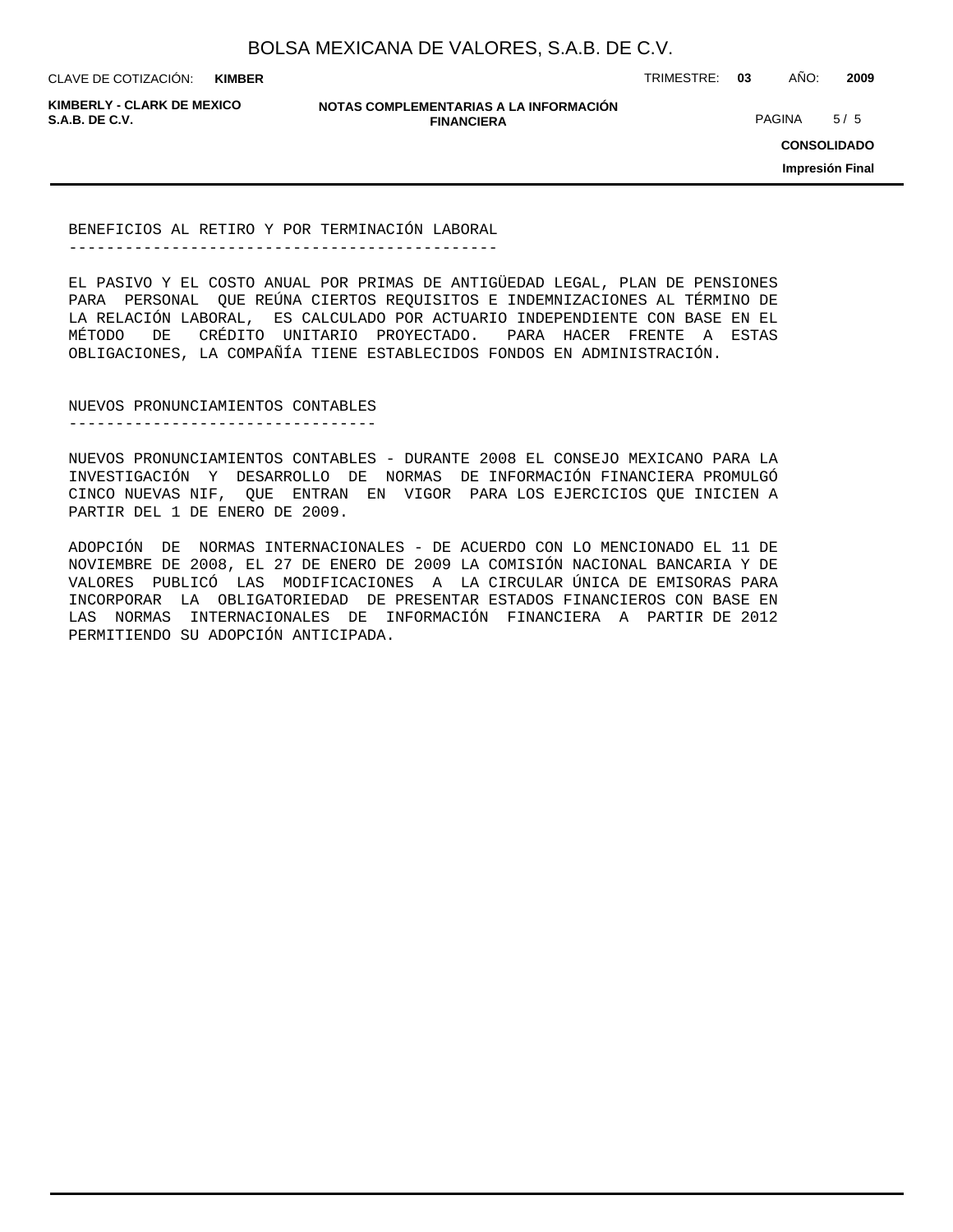## BENEFICIOS AL RETIRO Y POR TERMINACIÓN LABORAL

EL PASIVO Y EL COSTO ANUAL POR PRIMAS DE ANTIGÜEDAD LEGAL, PLAN DE PENSIONES PARA PERSONAL QUE REÚNA CIERTOS REQUISITOS E INDEMNIZACIONES AL TÉRMINO DE LA RELACIÓN LABORAL, ES CALCULADO POR ACTUARIO INDEPENDIENTE CON BASE EN EL MÉTODO DE CRÉDITO UNITARIO PROYECTADO. PARA HACER FRENTE A ESTAS OBLIGACIONES, LA COMPAÑÍA TIENE ESTABLECIDOS FONDOS EN ADMINISTRACIÓN.

## NUEVOS PRONUNCIAMIENTOS CONTABLES

NUEVOS PRONUNCIAMIENTOS CONTABLES - DURANTE 2008 EL CONSEJO MEXICANO PARA LA INVESTIGACIÓN Y DESARROLLO DE NORMAS DE INFORMACIÓN FINANCIERA PROMULGÓ CINCO NUEVAS NIF, QUE ENTRAN EN VIGOR PARA LOS EJERCICIOS QUE INICIEN A PARTIR DEL 1 DE ENERO DE 2009.

ADOPCIÓN DE NORMAS INTERNACIONALES - DE ACUERDO CON LO MENCIONADO EL 11 DE NOVIEMBRE DE 2008, EL 27 DE ENERO DE 2009 LA COMISIÓN NACIONAL BANCARIA Y DE VALORES PUBLICÓ LAS MODIFICACIONES A LA CIRCULAR ÚNICA DE EMISORAS PARA INCORPORAR LA OBLIGATORIEDAD DE PRESENTAR ESTADOS FINANCIEROS CON BASE EN LAS NORMAS INTERNACIONALES DE INFORMACIÓN FINANCIERA A PARTIR DE 2012 PERMITIENDO SU ADOPCIÓN ANTICIPADA.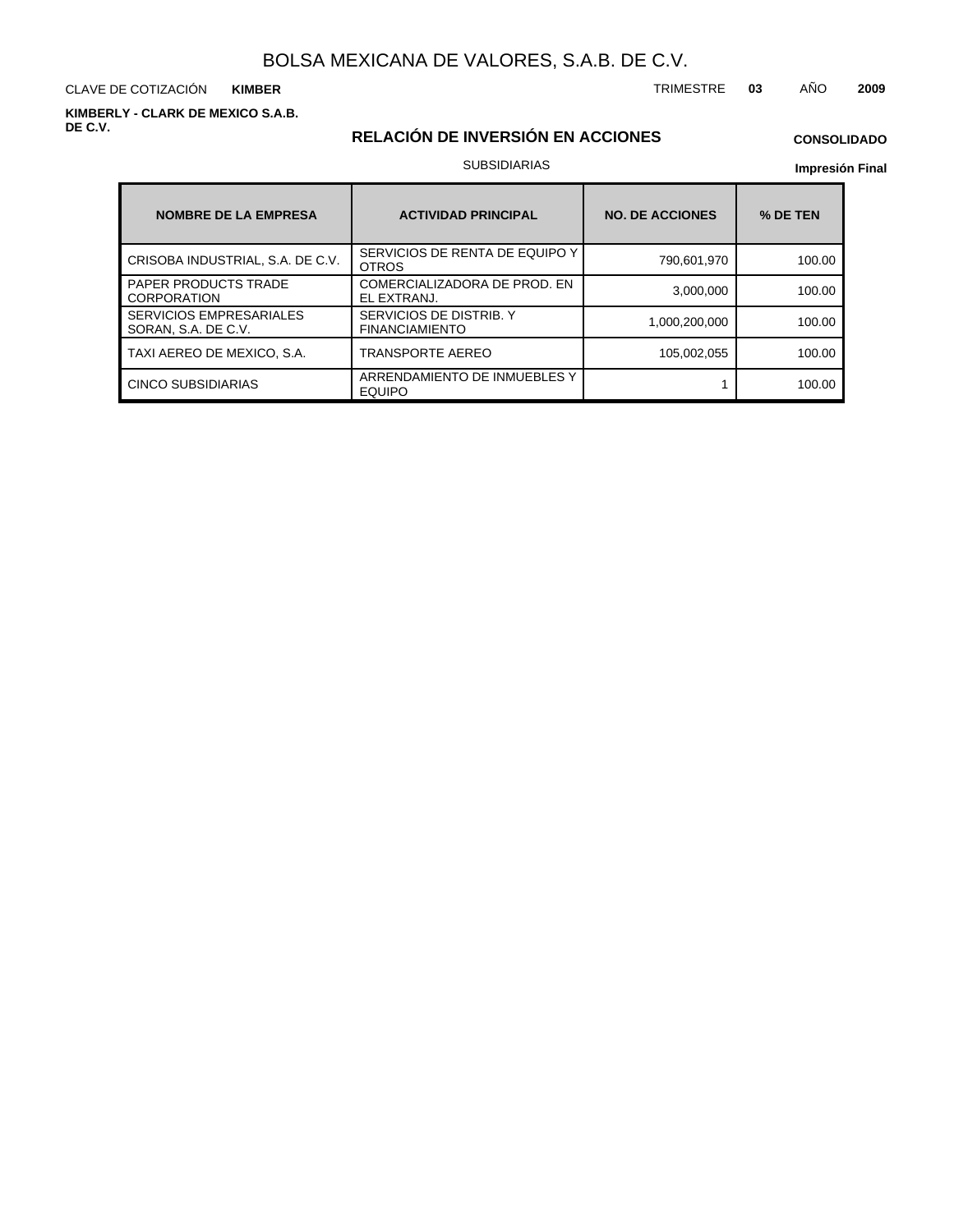# BOLSA MEXICANA DE VALORES, S.A.B. DE C.V.

CLAVE DE COTIZACIÓN **KIMBER**

TRIMESTRE **03** AÑO **2009**

**KIMBERLY - CLARK DE MEXICO S.A.B. DE C.V.**

## RELACIÓN DE INVERSIÓN EN ACCIONES

**CONSOLIDADO**

SUBSIDIARIAS

**Impresión Final**

| NOMBRE DE LA EMPRESA | ACTIVIDAD PRINCIPAL | NO. DE ACCIONES | % DE TEN |
|---|---|---|---|
| CRISOBA INDUSTRIAL, S.A. DE C.V. | SERVICIOS DE RENTA DE EQUIPO Y OTROS | 790,601,970 | 100.00 |
| PAPER PRODUCTS TRADE CORPORATION | COMERCIALIZADORA DE PROD. EN EL EXTRANJ. | 3,000,000 | 100.00 |
| SERVICIOS EMPRESARIALES SORAN, S.A. DE C.V. | SERVICIOS DE DISTRIB. Y FINANCIAMIENTO | 1,000,200,000 | 100.00 |
| TAXI AEREO DE MEXICO, S.A. | TRANSPORTE AEREO | 105,002,055 | 100.00 |
| CINCO SUBSIDIARIAS | ARRENDAMIENTO DE INMUEBLES Y EQUIPO | 1 | 100.00 |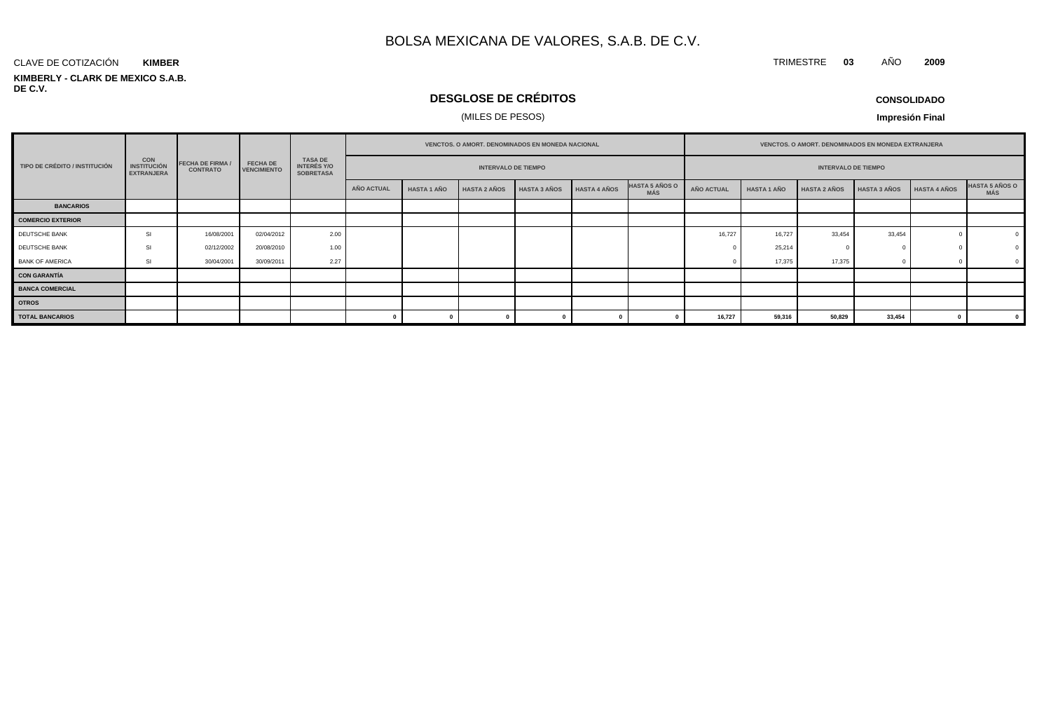# BOLSA MEXICANA DE VALORES, S.A.B. DE C.V.

CLAVE DE COTIZACIÓN **KIMBER**

**KIMBERLY - CLARK DE MEXICO S.A.B. DE C.V.**

TRIMESTRE **03** AÑO **2009**

## DESGLOSE DE CRÉDITOS

(MILES DE PESOS)

**CONSOLIDADO**

**Impresión Final**

| TIPO DE CRÉDITO / INSTITUCIÓN | CON INSTITUCIÓN EXTRANJERA | FECHA DE FIRMA / CONTRATO | FECHA DE VENCIMIENTO | TASA DE INTERÉS Y/O SOBRETASA | VENCTOS. O AMORT. DENOMINADOS EN MONEDA NACIONAL | | | | | | VENCTOS. O AMORT. DENOMINADOS EN MONEDA EXTRANJERA | | | | | |
|---|---|---|---|---|---|---|---|---|---|---|---|---|---|---|---|---|
| | | | | | INTERVALO DE TIEMPO | | | | | | INTERVALO DE TIEMPO | | | | | |
| | | | | | AÑO ACTUAL | HASTA 1 AÑO | HASTA 2 AÑOS | HASTA 3 AÑOS | HASTA 4 AÑOS | HASTA 5 AÑOS O MÁS | AÑO ACTUAL | HASTA 1 AÑO | HASTA 2 AÑOS | HASTA 3 AÑOS | HASTA 4 AÑOS | HASTA 5 AÑOS O MÁS |
| **BANCARIOS** | | | | | | | | | | | | | | | | |
| **COMERCIO EXTERIOR** | | | | | | | | | | | | | | | | |
| DEUTSCHE BANK | SI | 16/08/2001 | 02/04/2012 | 2.00 | | | | | | | 16,727 | 16,727 | 33,454 | 33,454 | 0 | 0 |
| DEUTSCHE BANK | SI | 02/12/2002 | 20/08/2010 | 1.00 | | | | | | | 0 | 25,214 | 0 | 0 | 0 | 0 |
| BANK OF AMERICA | SI | 30/04/2001 | 30/09/2011 | 2.27 | | | | | | | 0 | 17,375 | 17,375 | 0 | 0 | 0 |
| **CON GARANTÍA** | | | | | | | | | | | | | | | | |
| **BANCA COMERCIAL** | | | | | | | | | | | | | | | | |
| **OTROS** | | | | | | | | | | | | | | | | |
| **TOTAL BANCARIOS** | | | | | **0** | **0** | **0** | **0** | **0** | **0** | **16,727** | **59,316** | **50,829** | **33,454** | **0** | **0** |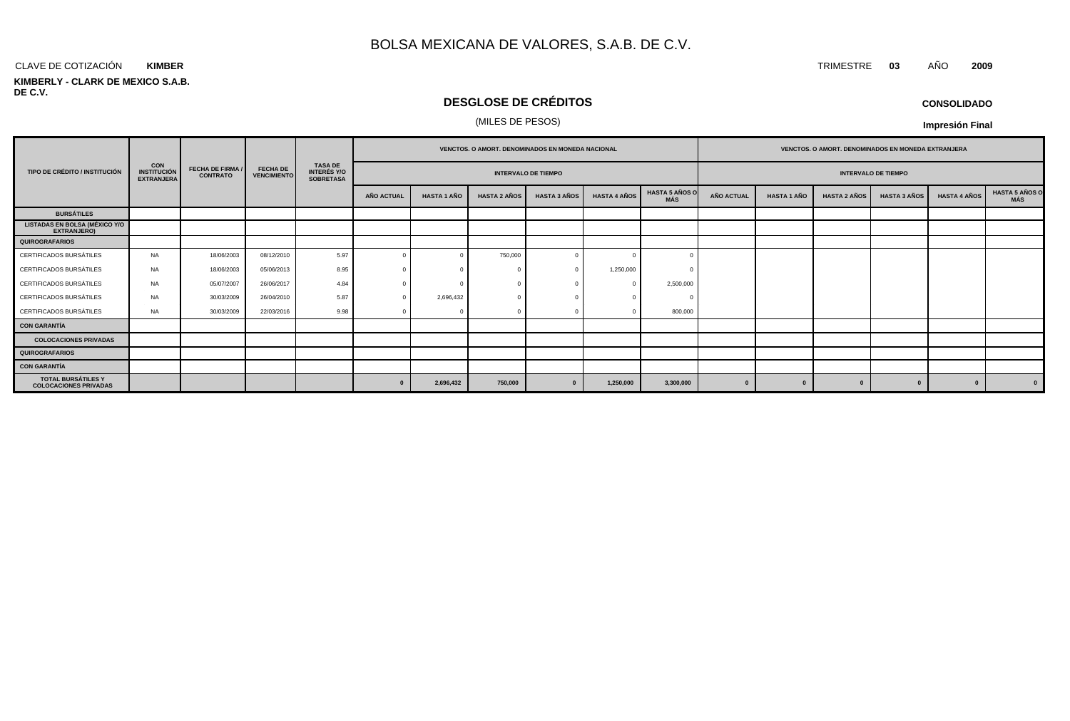# BOLSA MEXICANA DE VALORES, S.A.B. DE C.V.

CLAVE DE COTIZACIÓN **KIMBER**

TRIMESTRE **03** AÑO **2009**

**KIMBERLY - CLARK DE MEXICO S.A.B. DE C.V.**

## DESGLOSE DE CRÉDITOS

(MILES DE PESOS)

**CONSOLIDADO**

**Impresión Final**

| TIPO DE CRÉDITO / INSTITUCIÓN | CON INSTITUCIÓN EXTRANJERA | FECHA DE FIRMA / CONTRATO | FECHA DE VENCIMIENTO | TASA DE INTERÉS Y/O SOBRETASA | VENCTOS. O AMORT. DENOMINADOS EN MONEDA NACIONAL | | | | | | VENCTOS. O AMORT. DENOMINADOS EN MONEDA EXTRANJERA | | | | | |
|---|---|---|---|---|---|---|---|---|---|---|---|---|---|---|---|---|
| | | | | | INTERVALO DE TIEMPO | | | | | | INTERVALO DE TIEMPO | | | | | |
| | | | | | AÑO ACTUAL | HASTA 1 AÑO | HASTA 2 AÑOS | HASTA 3 AÑOS | HASTA 4 AÑOS | HASTA 5 AÑOS O MÁS | AÑO ACTUAL | HASTA 1 AÑO | HASTA 2 AÑOS | HASTA 3 AÑOS | HASTA 4 AÑOS | HASTA 5 AÑOS O MÁS |
| **BURSÁTILES** | | | | | | | | | | | | | | | | |
| **LISTADAS EN BOLSA (MÉXICO Y/O EXTRANJERO)** | | | | | | | | | | | | | | | | |
| **QUIROGRAFARIOS** | | | | | | | | | | | | | | | | |
| CERTIFICADOS BURSÁTILES | NA | 18/06/2003 | 08/12/2010 | 5.97 | 0 | 0 | 750,000 | 0 | 0 | 0 | | | | | | |
| CERTIFICADOS BURSÁTILES | NA | 18/06/2003 | 05/06/2013 | 8.95 | 0 | 0 | 0 | 0 | 1,250,000 | 0 | | | | | | |
| CERTIFICADOS BURSÁTILES | NA | 05/07/2007 | 26/06/2017 | 4.84 | 0 | 0 | 0 | 0 | 0 | 2,500,000 | | | | | | |
| CERTIFICADOS BURSÁTILES | NA | 30/03/2009 | 26/04/2010 | 5.87 | 0 | 2,696,432 | 0 | 0 | 0 | 0 | | | | | | |
| CERTIFICADOS BURSÁTILES | NA | 30/03/2009 | 22/03/2016 | 9.98 | 0 | 0 | 0 | 0 | 0 | 800,000 | | | | | | |
| **CON GARANTÍA** | | | | | | | | | | | | | | | | |
| **COLOCACIONES PRIVADAS** | | | | | | | | | | | | | | | | |
| **QUIROGRAFARIOS** | | | | | | | | | | | | | | | | |
| **CON GARANTÍA** | | | | | | | | | | | | | | | | |
| **TOTAL BURSÁTILES Y COLOCACIONES PRIVADAS** | | | | | **0** | **2,696,432** | **750,000** | **0** | **1,250,000** | **3,300,000** | **0** | **0** | **0** | **0** | **0** | **0** |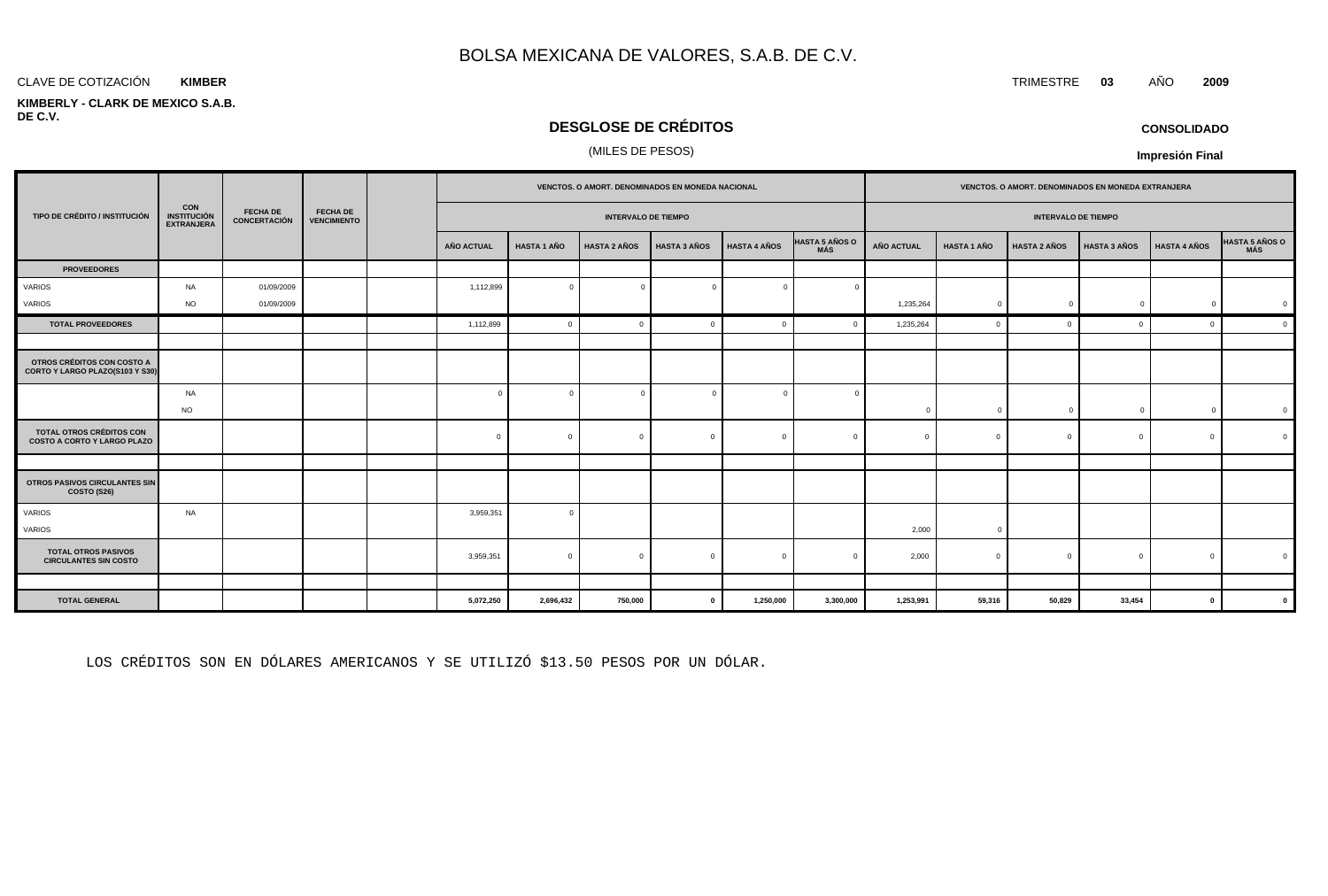# BOLSA MEXICANA DE VALORES, S.A.B. DE C.V.

CLAVE DE COTIZACIÓN **KIMBER**

TRIMESTRE **03** AÑO **2009**

**KIMBERLY - CLARK DE MEXICO S.A.B. DE C.V.**

## DESGLOSE DE CRÉDITOS

(MILES DE PESOS)

**CONSOLIDADO**

**Impresión Final**

| TIPO DE CRÉDITO / INSTITUCIÓN | CON INSTITUCIÓN EXTRANJERA | FECHA DE CONCERTACIÓN | FECHA DE VENCIMIENTO | | VENCTOS. O AMORT. DENOMINADOS EN MONEDA NACIONAL | | | | | | VENCTOS. O AMORT. DENOMINADOS EN MONEDA EXTRANJERA | | | | | |
|---|---|---|---|---|---|---|---|---|---|---|---|---|---|---|---|---|
| | | | | | INTERVALO DE TIEMPO | | | | | | INTERVALO DE TIEMPO | | | | | |
| | | | | | AÑO ACTUAL | HASTA 1 AÑO | HASTA 2 AÑOS | HASTA 3 AÑOS | HASTA 4 AÑOS | HASTA 5 AÑOS O MÁS | AÑO ACTUAL | HASTA 1 AÑO | HASTA 2 AÑOS | HASTA 3 AÑOS | HASTA 4 AÑOS | HASTA 5 AÑOS O MÁS |
| **PROVEEDORES** | | | | | | | | | | | | | | | | |
| VARIOS | NA | 01/09/2009 | | | 1,112,899 | 0 | 0 | 0 | 0 | 0 | | | | | | |
| VARIOS | NO | 01/09/2009 | | | | | | | | | 1,235,264 | 0 | 0 | 0 | 0 | 0 |
| **TOTAL PROVEEDORES** | | | | | 1,112,899 | 0 | 0 | 0 | 0 | 0 | 1,235,264 | 0 | 0 | 0 | 0 | 0 |
| | | | | | | | | | | | | | | | | |
| **OTROS CRÉDITOS CON COSTO A CORTO Y LARGO PLAZO(S103 Y S30)** | | | | | | | | | | | | | | | | |
| | NA | | | | 0 | 0 | 0 | 0 | 0 | 0 | | | | | | |
| | NO | | | | | | | | | | 0 | 0 | 0 | 0 | 0 | 0 |
| **TOTAL OTROS CRÉDITOS CON COSTO A CORTO Y LARGO PLAZO** | | | | | 0 | 0 | 0 | 0 | 0 | 0 | 0 | 0 | 0 | 0 | 0 | 0 |
| | | | | | | | | | | | | | | | | |
| **OTROS PASIVOS CIRCULANTES SIN COSTO (S26)** | | | | | | | | | | | | | | | | |
| VARIOS | NA | | | | 3,959,351 | 0 | | | | | | | | | | |
| VARIOS | | | | | | | | | | | 2,000 | 0 | | | | |
| **TOTAL OTROS PASIVOS CIRCULANTES SIN COSTO** | | | | | 3,959,351 | 0 | 0 | 0 | 0 | 0 | 2,000 | 0 | 0 | 0 | 0 | 0 |
| | | | | | | | | | | | | | | | | |
| **TOTAL GENERAL** | | | | | **5,072,250** | **2,696,432** | **750,000** | **0** | **1,250,000** | **3,300,000** | **1,253,991** | **59,316** | **50,829** | **33,454** | **0** | **0** |

LOS CRÉDITOS SON EN DÓLARES AMERICANOS Y SE UTILIZÓ $13.50 PESOS POR UN DÓLAR.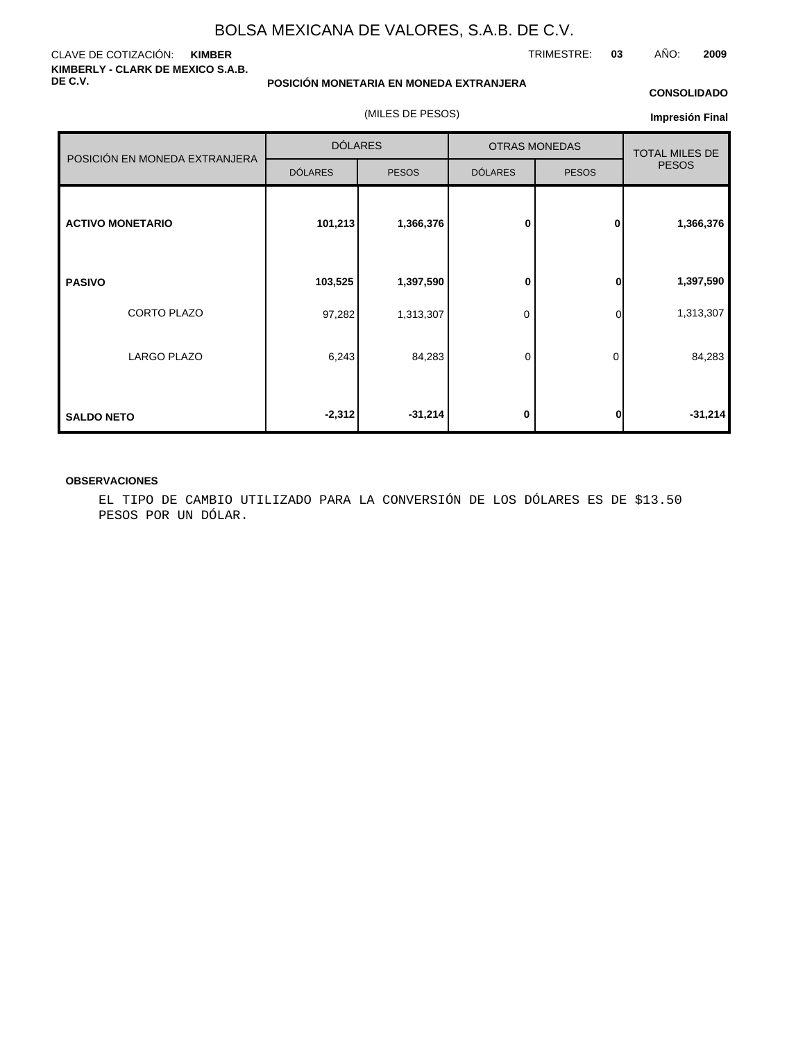# BOLSA MEXICANA DE VALORES, S.A.B. DE C.V.

CLAVE DE COTIZACIÓN: **KIMBER**

TRIMESTRE: **03** AÑO: **2009**

**KIMBERLY - CLARK DE MEXICO S.A.B. DE C.V.**

**POSICIÓN MONETARIA EN MONEDA EXTRANJERA**

**CONSOLIDADO**

(MILES DE PESOS)

**Impresión Final**

| POSICIÓN EN MONEDA EXTRANJERA | DÓLARES | | OTRAS MONEDAS | | TOTAL MILES DE PESOS |
|---|---|---|---|---|---|
| | DÓLARES | PESOS | DÓLARES | PESOS | |
| **ACTIVO MONETARIO** | **101,213** | **1,366,376** | **0** | **0** | **1,366,376** |
| **PASIVO** | **103,525** | **1,397,590** | **0** | **0** | **1,397,590** |
| CORTO PLAZO | 97,282 | 1,313,307 | 0 | 0 | 1,313,307 |
| LARGO PLAZO | 6,243 | 84,283 | 0 | 0 | 84,283 |
| **SALDO NETO** | **-2,312** | **-31,214** | **0** | **0** | **-31,214** |

**OBSERVACIONES**

EL TIPO DE CAMBIO UTILIZADO PARA LA CONVERSIÓN DE LOS DÓLARES ES DE $13.50 PESOS POR UN DÓLAR.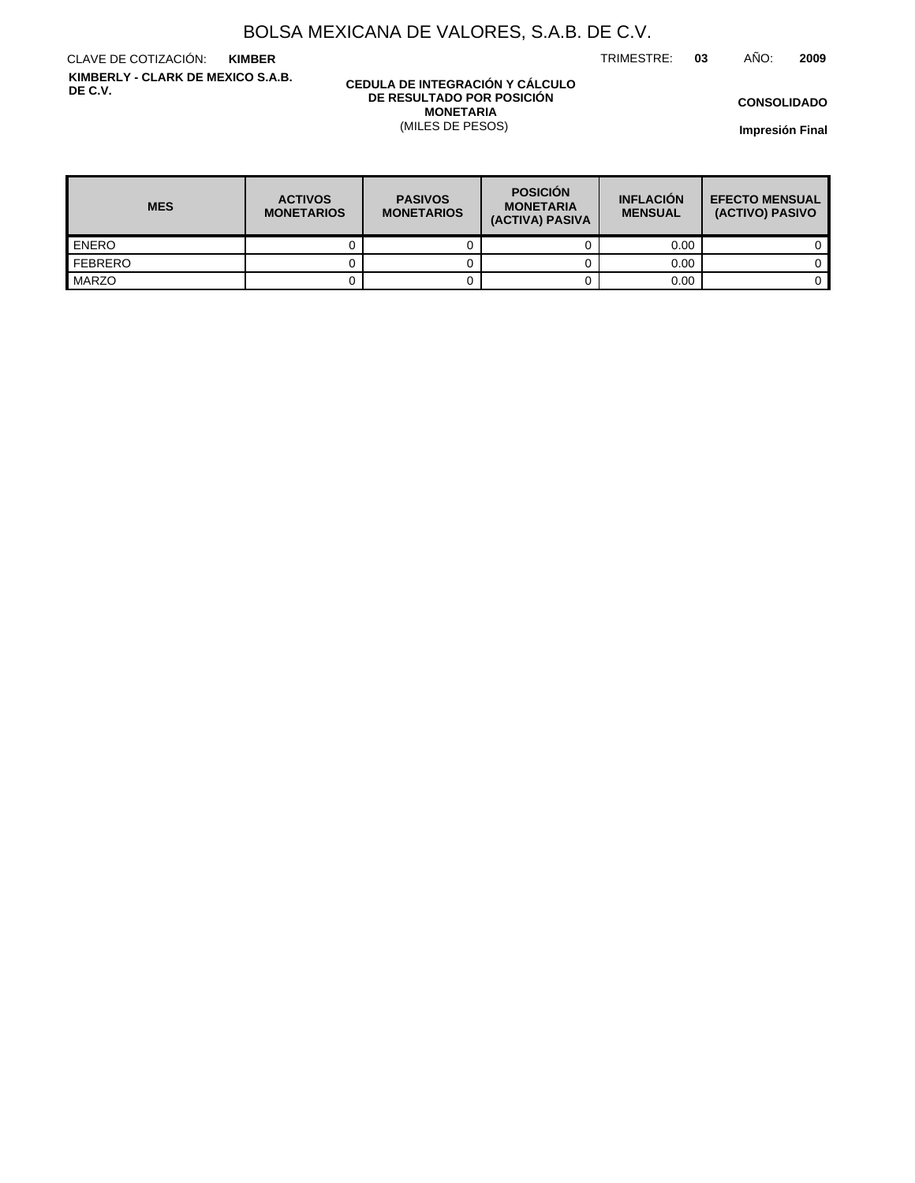# BOLSA MEXICANA DE VALORES, S.A.B. DE C.V.

CLAVE DE COTIZACIÓN: **KIMBER**

TRIMESTRE: **03** AÑO: **2009**

**KIMBERLY - CLARK DE MEXICO S.A.B. DE C.V.**

**CEDULA DE INTEGRACIÓN Y CÁLCULO DE RESULTADO POR POSICIÓN MONETARIA**
(MILES DE PESOS)

**CONSOLIDADO**

**Impresión Final**

| MES | ACTIVOS MONETARIOS | PASIVOS MONETARIOS | POSICIÓN MONETARIA (ACTIVA) PASIVA | INFLACIÓN MENSUAL | EFECTO MENSUAL (ACTIVO) PASIVO |
|---|---|---|---|---|---|
| ENERO | 0 | 0 | 0 | 0.00 | 0 |
| FEBRERO | 0 | 0 | 0 | 0.00 | 0 |
| MARZO | 0 | 0 | 0 | 0.00 | 0 |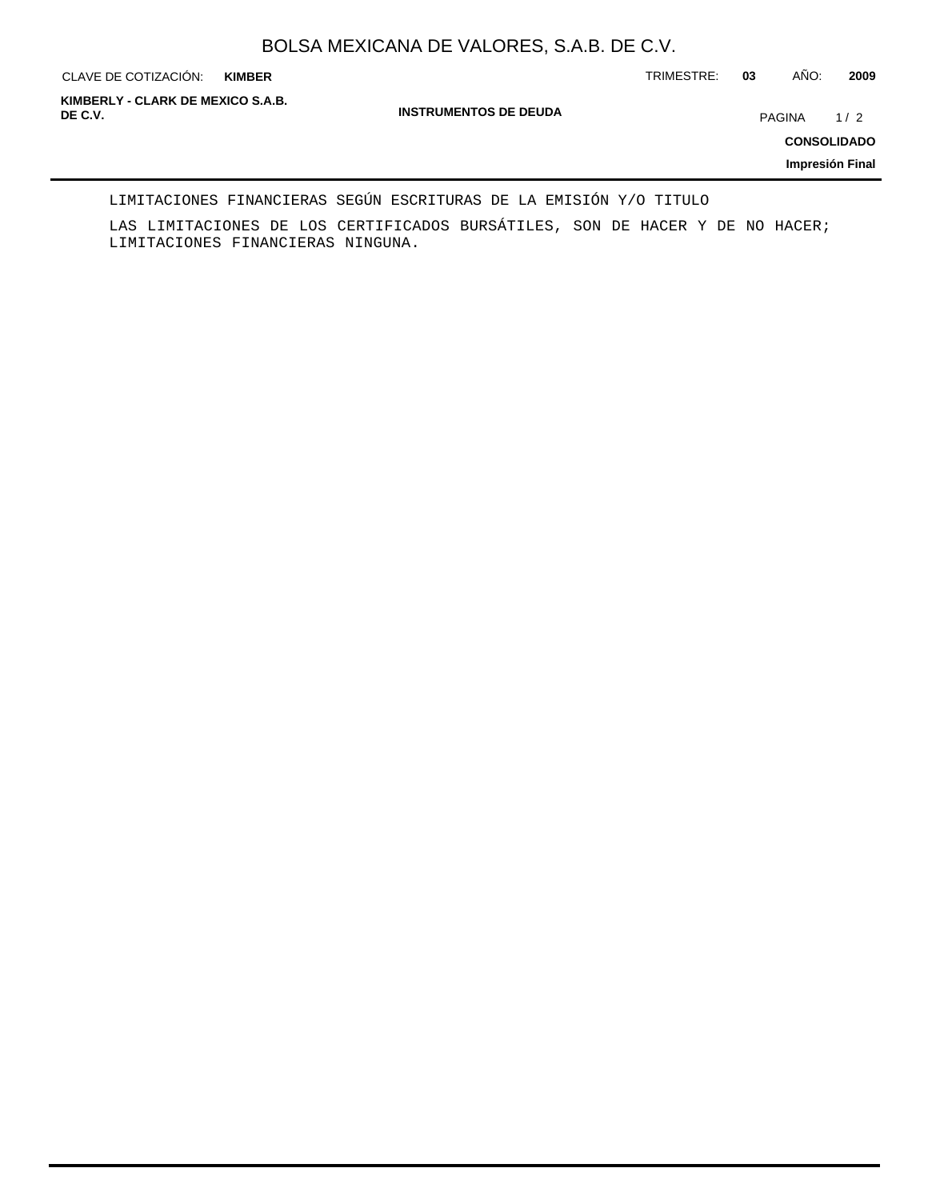LIMITACIONES FINANCIERAS SEGÚN ESCRITURAS DE LA EMISIÓN Y/O TITULO

LAS LIMITACIONES DE LOS CERTIFICADOS BURSÁTILES, SON DE HACER Y DE NO HACER; LIMITACIONES FINANCIERAS NINGUNA.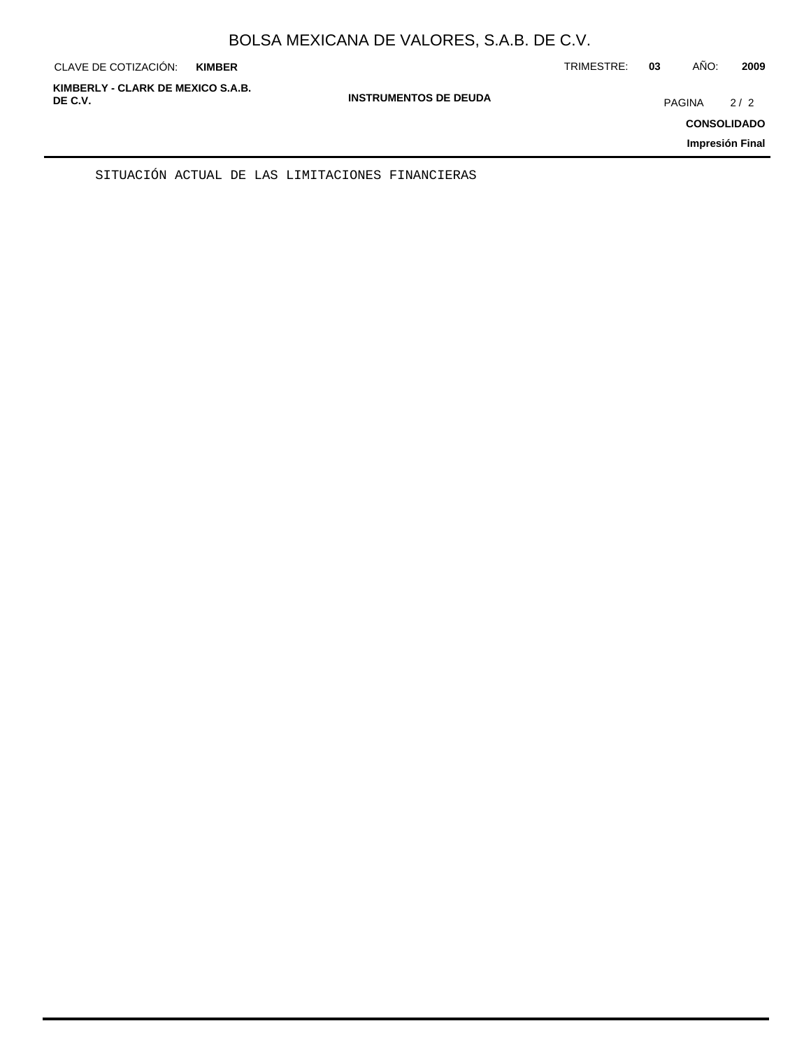SITUACIÓN ACTUAL DE LAS LIMITACIONES FINANCIERAS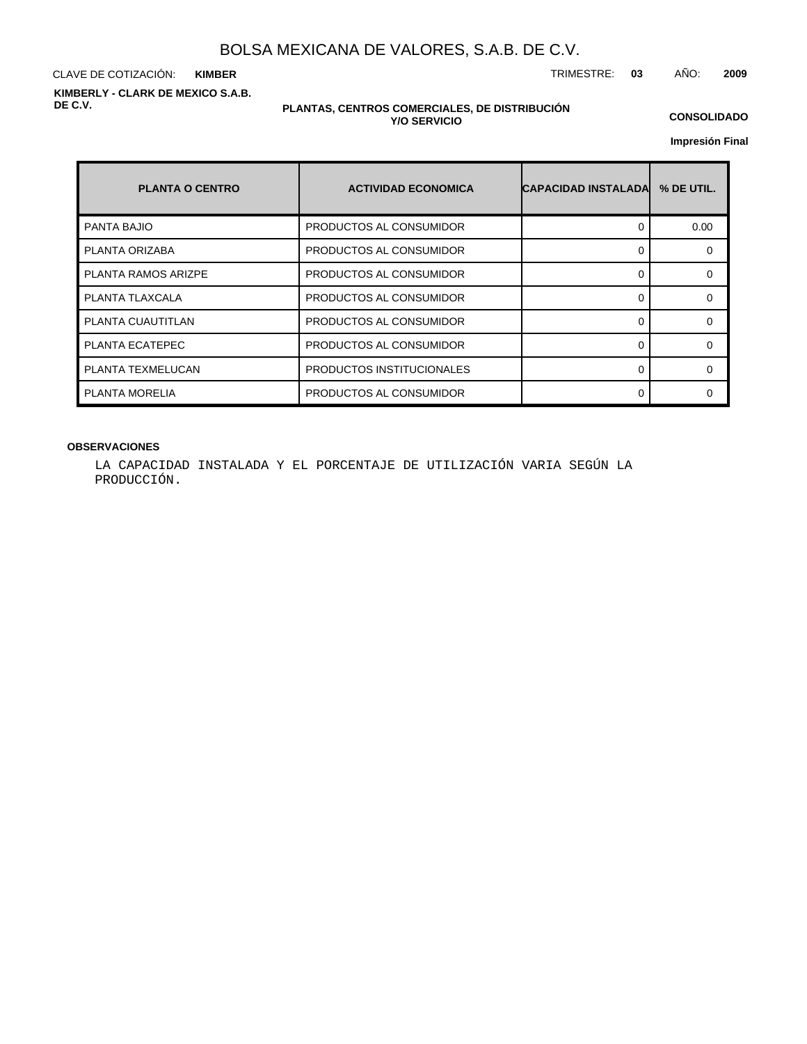# BOLSA MEXICANA DE VALORES, S.A.B. DE C.V.

CLAVE DE COTIZACIÓN: **KIMBER**

TRIMESTRE: **03** AÑO: **2009**

**KIMBERLY - CLARK DE MEXICO S.A.B. DE C.V.**

**PLANTAS, CENTROS COMERCIALES, DE DISTRIBUCIÓN Y/O SERVICIO**

**CONSOLIDADO**

**Impresión Final**

| PLANTA O CENTRO | ACTIVIDAD ECONOMICA | CAPACIDAD INSTALADA | % DE UTIL. |
|---|---|---|---|
| PANTA BAJIO | PRODUCTOS AL CONSUMIDOR | 0 | 0.00 |
| PLANTA ORIZABA | PRODUCTOS AL CONSUMIDOR | 0 | 0 |
| PLANTA RAMOS ARIZPE | PRODUCTOS AL CONSUMIDOR | 0 | 0 |
| PLANTA TLAXCALA | PRODUCTOS AL CONSUMIDOR | 0 | 0 |
| PLANTA CUAUTITLAN | PRODUCTOS AL CONSUMIDOR | 0 | 0 |
| PLANTA ECATEPEC | PRODUCTOS AL CONSUMIDOR | 0 | 0 |
| PLANTA TEXMELUCAN | PRODUCTOS INSTITUCIONALES | 0 | 0 |
| PLANTA MORELIA | PRODUCTOS AL CONSUMIDOR | 0 | 0 |

**OBSERVACIONES**

LA CAPACIDAD INSTALADA Y EL PORCENTAJE DE UTILIZACIÓN VARIA SEGÚN LA PRODUCCIÓN.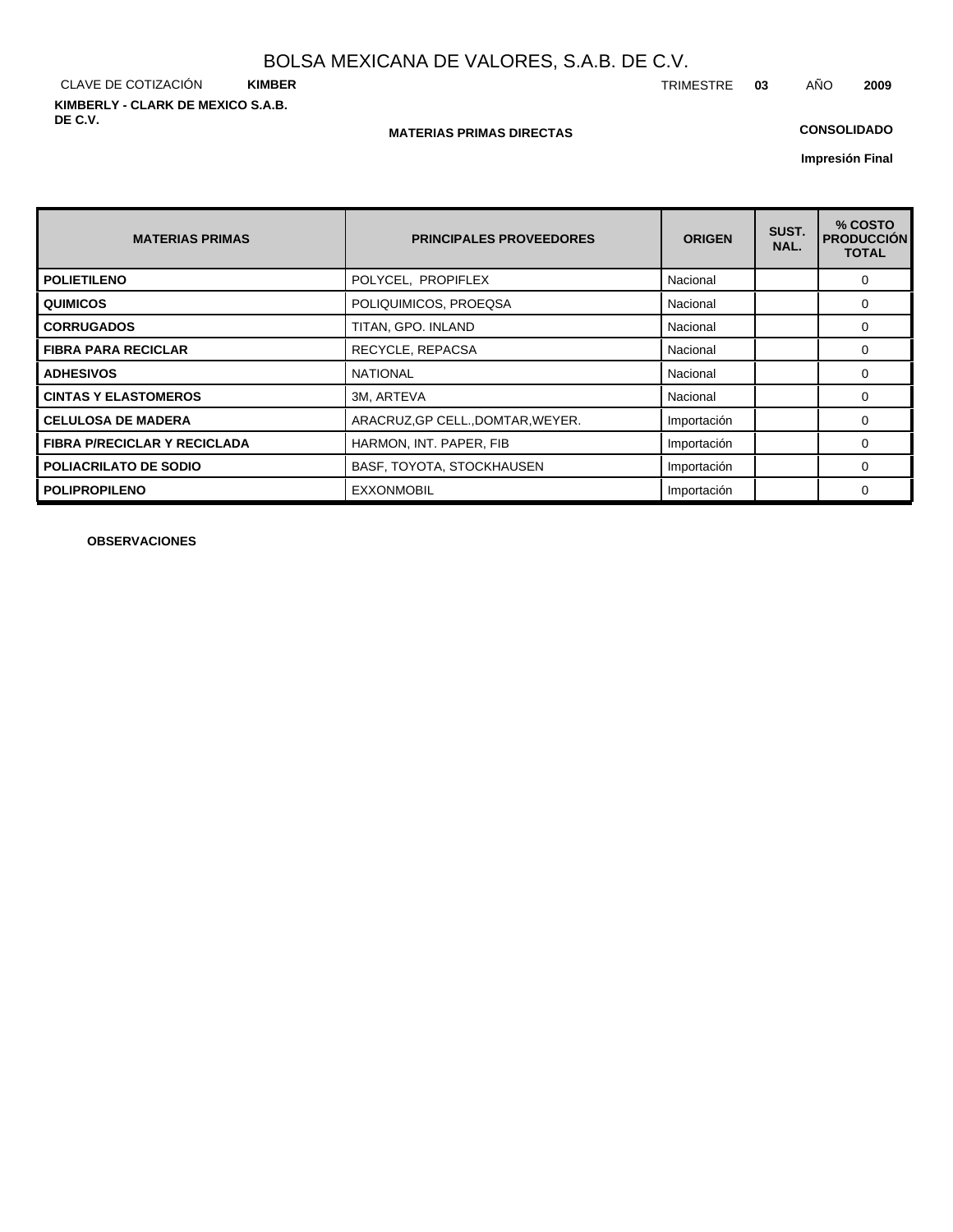# BOLSA MEXICANA DE VALORES, S.A.B. DE C.V.

CLAVE DE COTIZACIÓN **KIMBER** TRIMESTRE **03** AÑO **2009**

**KIMBERLY - CLARK DE MEXICO S.A.B. DE C.V.**

**MATERIAS PRIMAS DIRECTAS**

**CONSOLIDADO**

**Impresión Final**

| MATERIAS PRIMAS | PRINCIPALES PROVEEDORES | ORIGEN | SUST. NAL. | % COSTO PRODUCCIÓN TOTAL |
|---|---|---|---|---|
| **POLIETILENO** | POLYCEL, PROPIFLEX | Nacional | | 0 |
| **QUIMICOS** | POLIQUIMICOS, PROEQSA | Nacional | | 0 |
| **CORRUGADOS** | TITAN, GPO. INLAND | Nacional | | 0 |
| **FIBRA PARA RECICLAR** | RECYCLE, REPACSA | Nacional | | 0 |
| **ADHESIVOS** | NATIONAL | Nacional | | 0 |
| **CINTAS Y ELASTOMEROS** | 3M, ARTEVA | Nacional | | 0 |
| **CELULOSA DE MADERA** | ARACRUZ,GP CELL.,DOMTAR,WEYER. | Importación | | 0 |
| **FIBRA P/RECICLAR Y RECICLADA** | HARMON, INT. PAPER, FIB | Importación | | 0 |
| **POLIACRILATO DE SODIO** | BASF, TOYOTA, STOCKHAUSEN | Importación | | 0 |
| **POLIPROPILENO** | EXXONMOBIL | Importación | | 0 |

**OBSERVACIONES**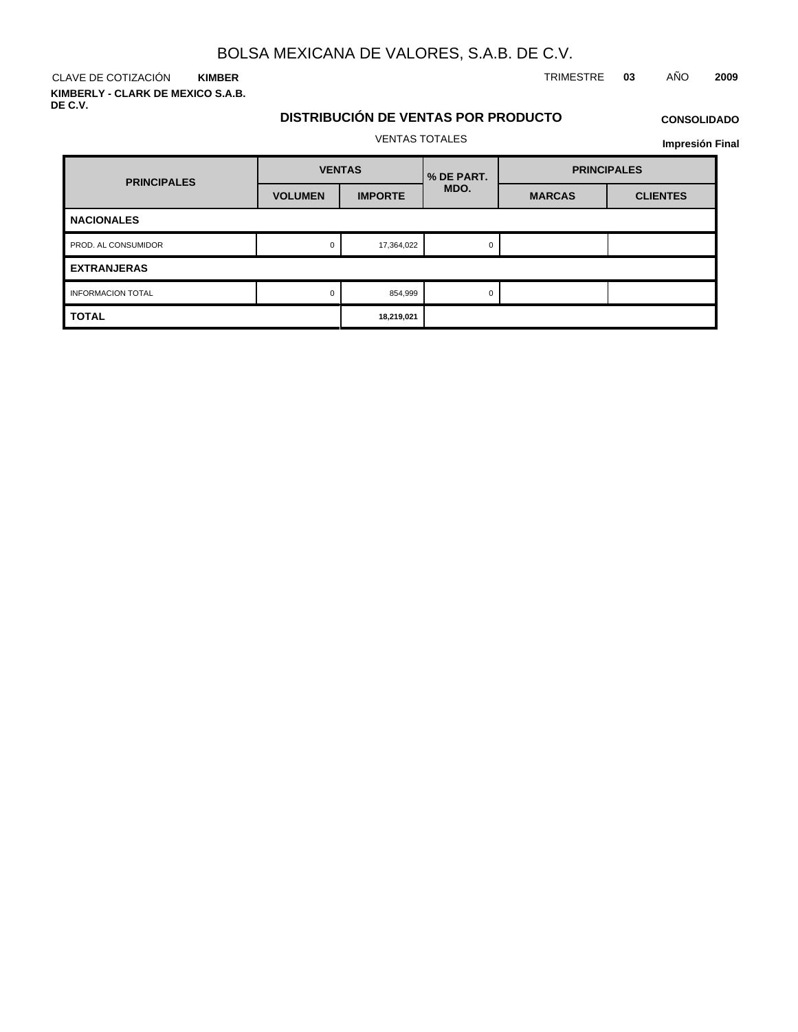# BOLSA MEXICANA DE VALORES, S.A.B. DE C.V.

CLAVE DE COTIZACIÓN **KIMBER**

TRIMESTRE **03** AÑO **2009**

**KIMBERLY - CLARK DE MEXICO S.A.B. DE C.V.**

## DISTRIBUCIÓN DE VENTAS POR PRODUCTO

**CONSOLIDADO**

VENTAS TOTALES

**Impresión Final**

| PRINCIPALES | VENTAS | | % DE PART. MDO. | PRINCIPALES | |
|---|---|---|---|---|---|
| | VOLUMEN | IMPORTE | | MARCAS | CLIENTES |
| **NACIONALES** | | | | | |
| PROD. AL CONSUMIDOR | 0 | 17,364,022 | 0 | | |
| **EXTRANJERAS** | | | | | |
| INFORMACION TOTAL | 0 | 854,999 | 0 | | |
| **TOTAL** | | **18,219,021** | | | |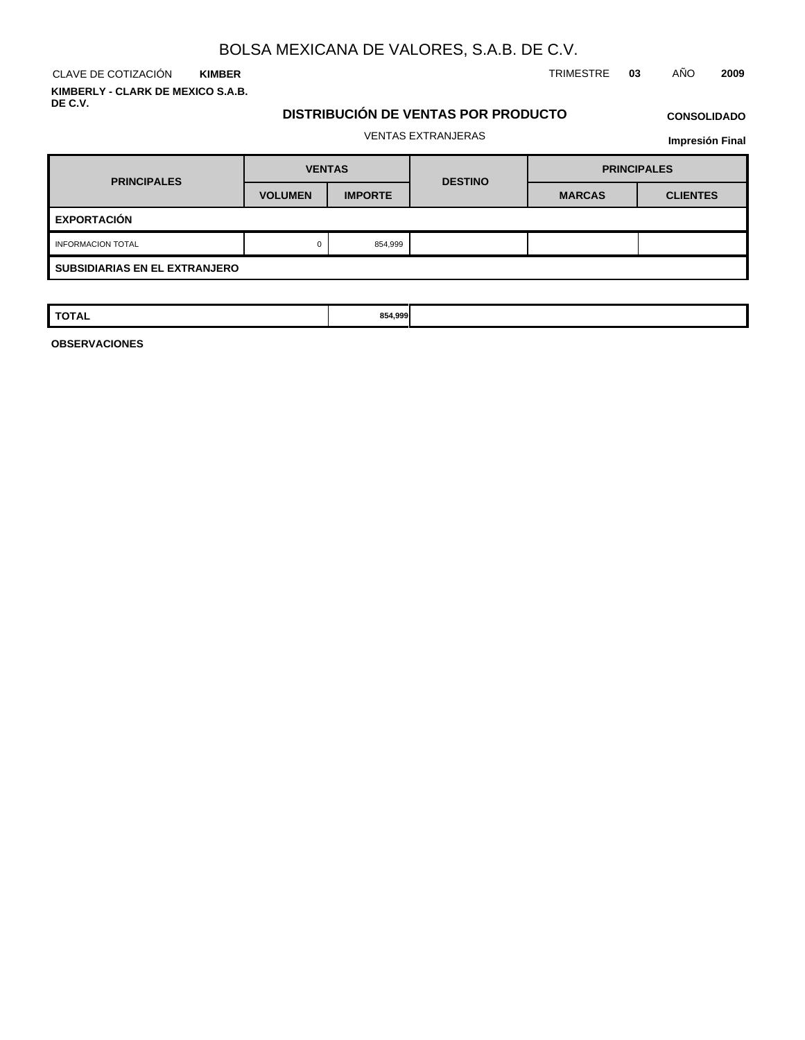# BOLSA MEXICANA DE VALORES, S.A.B. DE C.V.

CLAVE DE COTIZACIÓN **KIMBER** TRIMESTRE **03** AÑO **2009**

**KIMBERLY - CLARK DE MEXICO S.A.B. DE C.V.**

## DISTRIBUCIÓN DE VENTAS POR PRODUCTO

**CONSOLIDADO**

VENTAS EXTRANJERAS

**Impresión Final**

| PRINCIPALES | VENTAS | | DESTINO | PRINCIPALES | |
|---|---|---|---|---|---|
| | VOLUMEN | IMPORTE | | MARCAS | CLIENTES |
| **EXPORTACIÓN** | | | | | |
| INFORMACION TOTAL | 0 | 854,999 | | | |
| **SUBSIDIARIAS EN EL EXTRANJERO** | | | | | |
| **TOTAL** | | **854,999** | | | |

**OBSERVACIONES**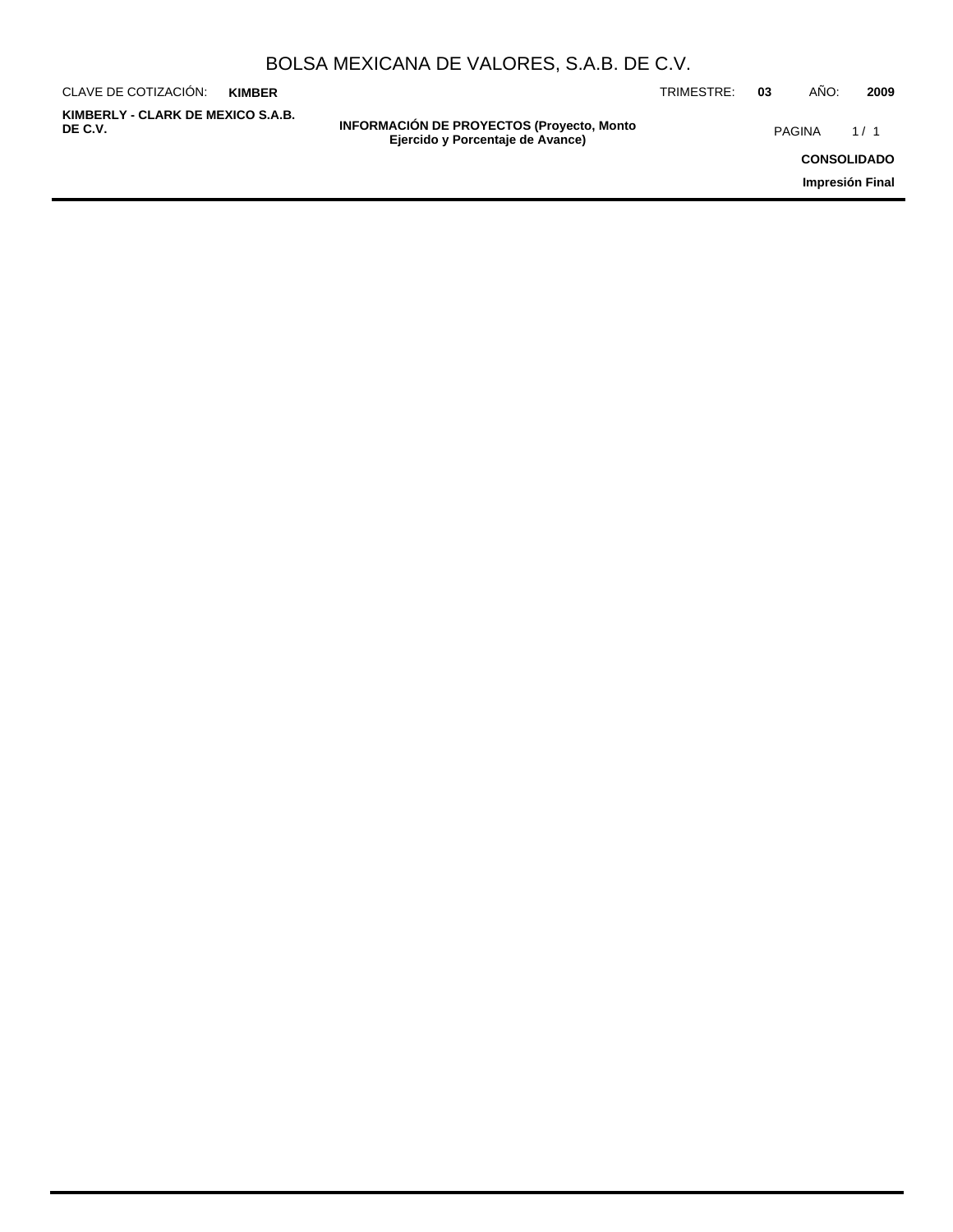## INFORMACIÓN DE PROYECTOS (Proyecto, Monto Ejercido y Porcentaje de Avance)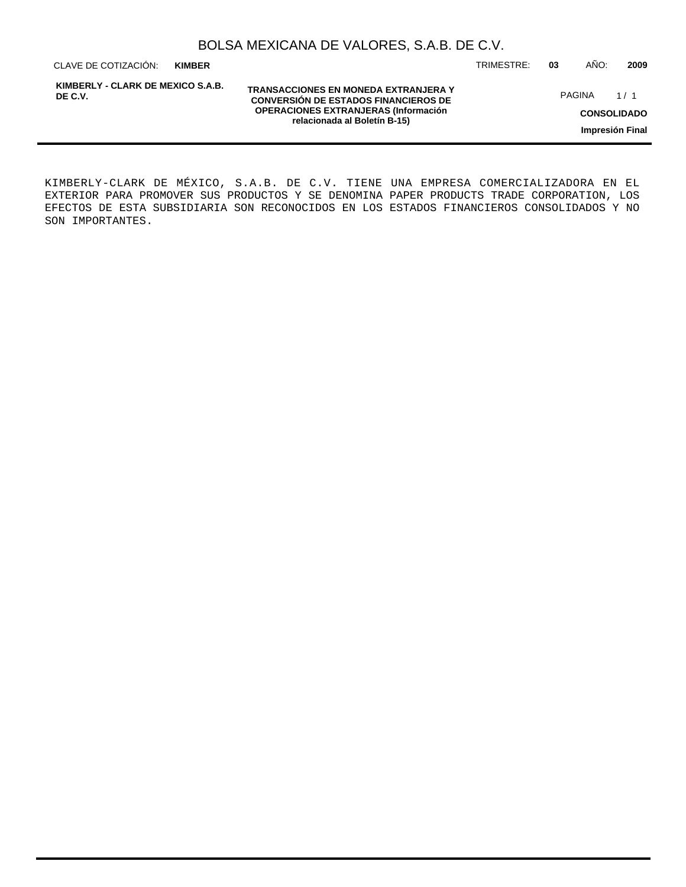## TRANSACCIONES EN MONEDA EXTRANJERA Y CONVERSIÓN DE ESTADOS FINANCIEROS DE OPERACIONES EXTRANJERAS (Información relacionada al Boletín B-15)

KIMBERLY-CLARK DE MÉXICO, S.A.B. DE C.V. TIENE UNA EMPRESA COMERCIALIZADORA EN EL EXTERIOR PARA PROMOVER SUS PRODUCTOS Y SE DENOMINA PAPER PRODUCTS TRADE CORPORATION, LOS EFECTOS DE ESTA SUBSIDIARIA SON RECONOCIDOS EN LOS ESTADOS FINANCIEROS CONSOLIDADOS Y NO SON IMPORTANTES.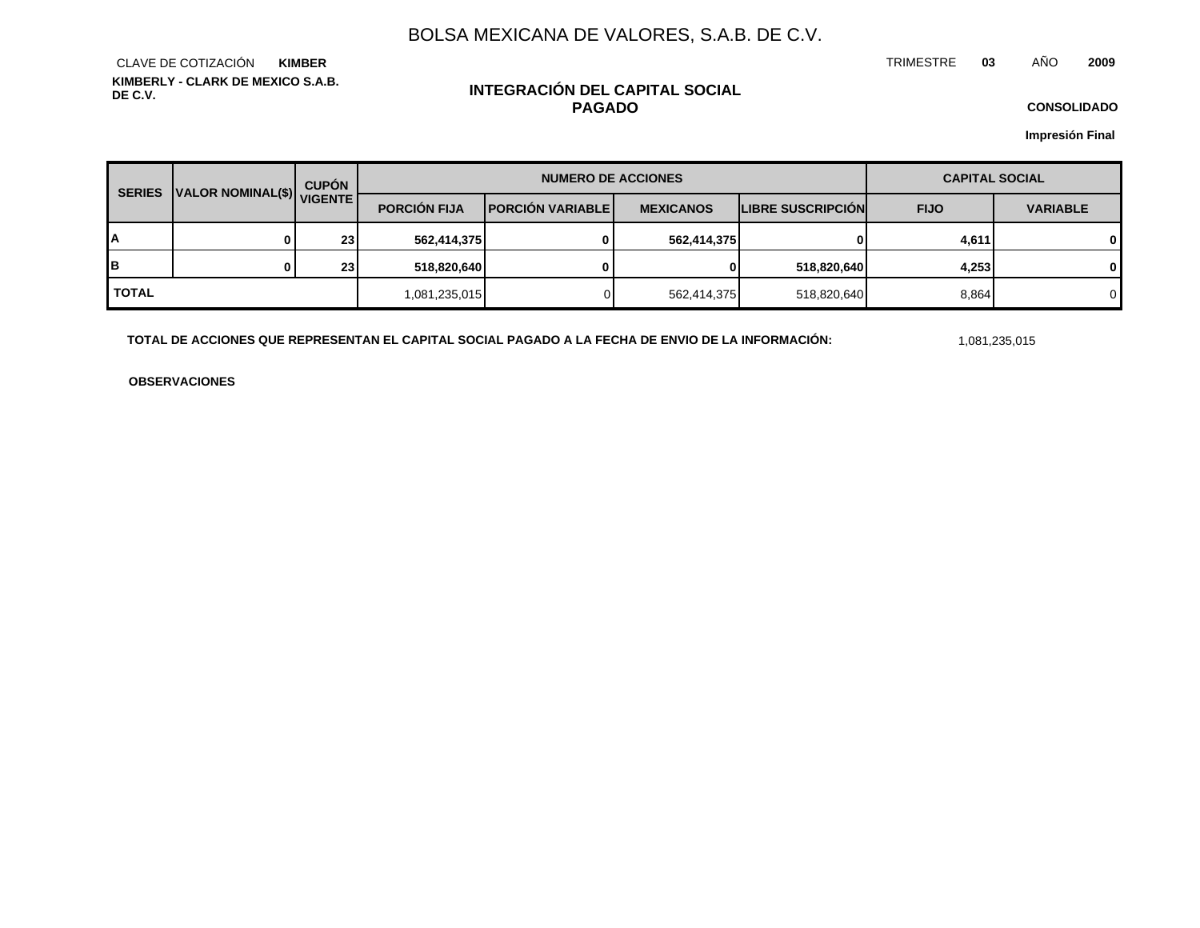BOLSA MEXICANA DE VALORES, S.A.B. DE C.V.

CLAVE DE COTIZACIÓN **KIMBER**

TRIMESTRE **03** AÑO **2009**

**KIMBERLY - CLARK DE MEXICO S.A.B. DE C.V.**

## INTEGRACIÓN DEL CAPITAL SOCIAL PAGADO

**CONSOLIDADO**

**Impresión Final**

| SERIES | VALOR NOMINAL($) | CUPÓN VIGENTE | NUMERO DE ACCIONES | | | | CAPITAL SOCIAL | |
|---|---|---|---|---|---|---|---|---|
| | | | PORCIÓN FIJA | PORCIÓN VARIABLE | MEXICANOS | LIBRE SUSCRIPCIÓN | FIJO | VARIABLE |
| A | 0 | 23 | 562,414,375 | 0 | 562,414,375 | 0 | 4,611 | 0 |
| B | 0 | 23 | 518,820,640 | 0 | 0 | 518,820,640 | 4,253 | 0 |
| TOTAL | | | 1,081,235,015 | 0 | 562,414,375 | 518,820,640 | 8,864 | 0 |

**TOTAL DE ACCIONES QUE REPRESENTAN EL CAPITAL SOCIAL PAGADO A LA FECHA DE ENVIO DE LA INFORMACIÓN:** 1,081,235,015

**OBSERVACIONES**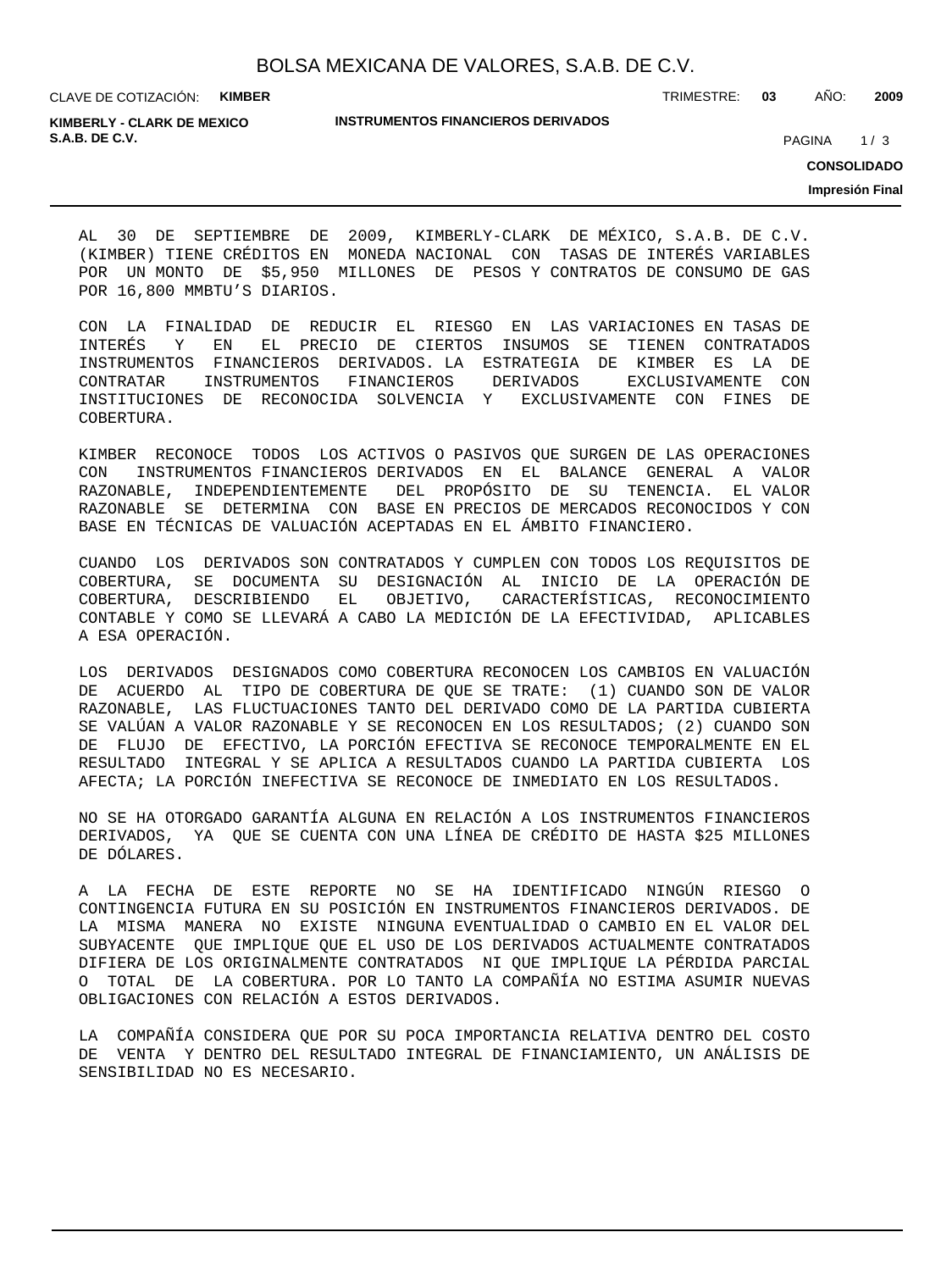# INSTRUMENTOS FINANCIEROS DERIVADOS

AL 30 DE SEPTIEMBRE DE 2009, KIMBERLY-CLARK DE MÉXICO, S.A.B. DE C.V. (KIMBER) TIENE CRÉDITOS EN MONEDA NACIONAL CON TASAS DE INTERÉS VARIABLES POR UN MONTO DE $5,950 MILLONES DE PESOS Y CONTRATOS DE CONSUMO DE GAS POR 16,800 MMBTU'S DIARIOS.

CON LA FINALIDAD DE REDUCIR EL RIESGO EN LAS VARIACIONES EN TASAS DE INTERÉS Y EN EL PRECIO DE CIERTOS INSUMOS SE TIENEN CONTRATADOS INSTRUMENTOS FINANCIEROS DERIVADOS. LA ESTRATEGIA DE KIMBER ES LA DE CONTRATAR INSTRUMENTOS FINANCIEROS DERIVADOS EXCLUSIVAMENTE CON INSTITUCIONES DE RECONOCIDA SOLVENCIA Y EXCLUSIVAMENTE CON FINES DE COBERTURA.

KIMBER RECONOCE TODOS LOS ACTIVOS O PASIVOS QUE SURGEN DE LAS OPERACIONES CON INSTRUMENTOS FINANCIEROS DERIVADOS EN EL BALANCE GENERAL A VALOR RAZONABLE, INDEPENDIENTEMENTE DEL PROPÓSITO DE SU TENENCIA. EL VALOR RAZONABLE SE DETERMINA CON BASE EN PRECIOS DE MERCADOS RECONOCIDOS Y CON BASE EN TÉCNICAS DE VALUACIÓN ACEPTADAS EN EL ÁMBITO FINANCIERO.

CUANDO LOS DERIVADOS SON CONTRATADOS Y CUMPLEN CON TODOS LOS REQUISITOS DE COBERTURA, SE DOCUMENTA SU DESIGNACIÓN AL INICIO DE LA OPERACIÓN DE COBERTURA, DESCRIBIENDO EL OBJETIVO, CARACTERÍSTICAS, RECONOCIMIENTO CONTABLE Y COMO SE LLEVARÁ A CABO LA MEDICIÓN DE LA EFECTIVIDAD, APLICABLES A ESA OPERACIÓN.

LOS DERIVADOS DESIGNADOS COMO COBERTURA RECONOCEN LOS CAMBIOS EN VALUACIÓN DE ACUERDO AL TIPO DE COBERTURA DE QUE SE TRATE: (1) CUANDO SON DE VALOR RAZONABLE, LAS FLUCTUACIONES TANTO DEL DERIVADO COMO DE LA PARTIDA CUBIERTA SE VALÚAN A VALOR RAZONABLE Y SE RECONOCEN EN LOS RESULTADOS; (2) CUANDO SON DE FLUJO DE EFECTIVO, LA PORCIÓN EFECTIVA SE RECONOCE TEMPORALMENTE EN EL RESULTADO INTEGRAL Y SE APLICA A RESULTADOS CUANDO LA PARTIDA CUBIERTA LOS AFECTA; LA PORCIÓN INEFECTIVA SE RECONOCE DE INMEDIATO EN LOS RESULTADOS.

NO SE HA OTORGADO GARANTÍA ALGUNA EN RELACIÓN A LOS INSTRUMENTOS FINANCIEROS DERIVADOS, YA QUE SE CUENTA CON UNA LÍNEA DE CRÉDITO DE HASTA $25 MILLONES DE DÓLARES.

A LA FECHA DE ESTE REPORTE NO SE HA IDENTIFICADO NINGÚN RIESGO O CONTINGENCIA FUTURA EN SU POSICIÓN EN INSTRUMENTOS FINANCIEROS DERIVADOS. DE LA MISMA MANERA NO EXISTE NINGUNA EVENTUALIDAD O CAMBIO EN EL VALOR DEL SUBYACENTE QUE IMPLIQUE QUE EL USO DE LOS DERIVADOS ACTUALMENTE CONTRATADOS DIFIERA DE LOS ORIGINALMENTE CONTRATADOS NI QUE IMPLIQUE LA PÉRDIDA PARCIAL O TOTAL DE LA COBERTURA. POR LO TANTO LA COMPAÑÍA NO ESTIMA ASUMIR NUEVAS OBLIGACIONES CON RELACIÓN A ESTOS DERIVADOS.

LA COMPAÑÍA CONSIDERA QUE POR SU POCA IMPORTANCIA RELATIVA DENTRO DEL COSTO DE VENTA Y DENTRO DEL RESULTADO INTEGRAL DE FINANCIAMIENTO, UN ANÁLISIS DE SENSIBILIDAD NO ES NECESARIO.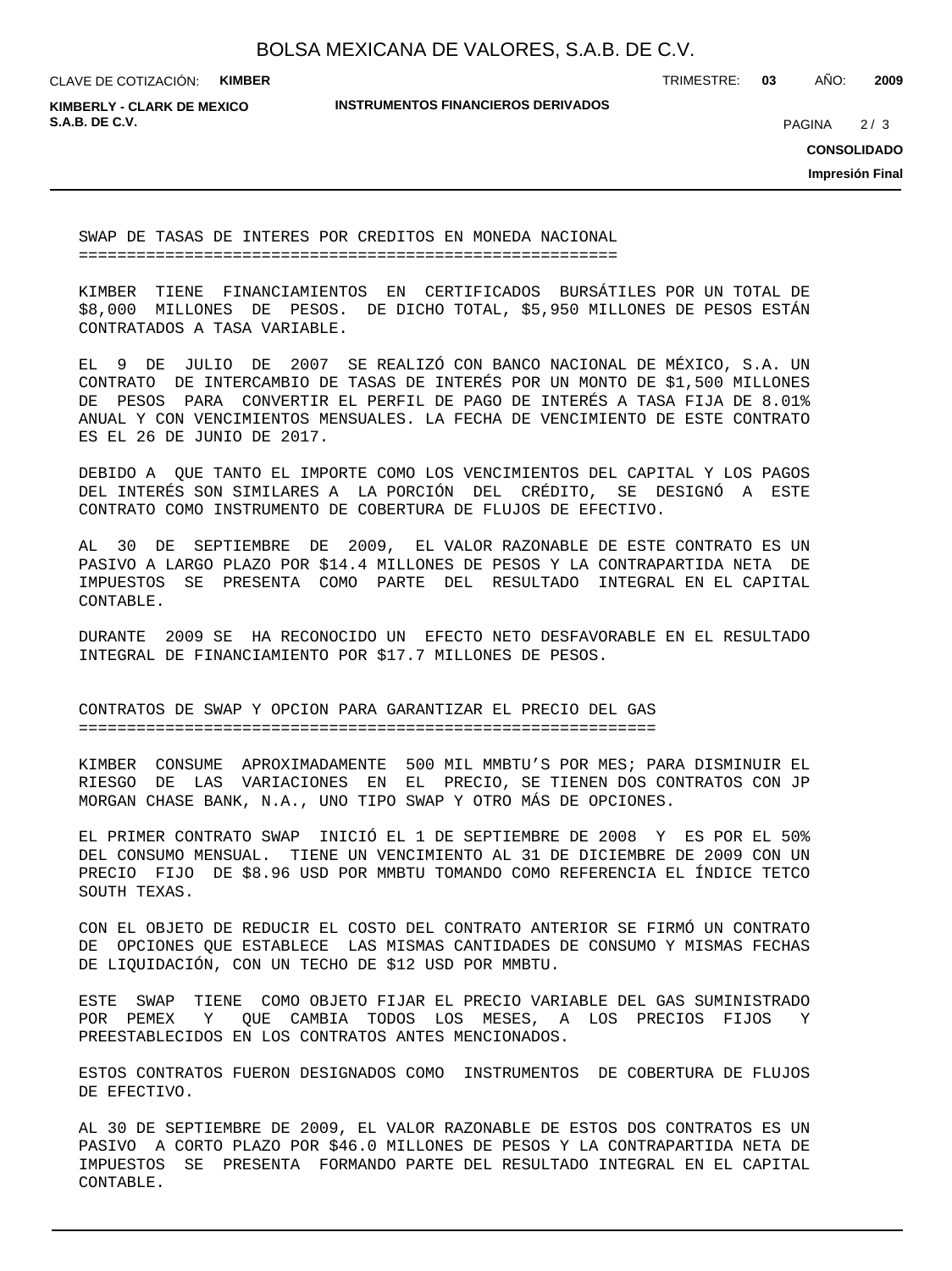## SWAP DE TASAS DE INTERES POR CREDITOS EN MONEDA NACIONAL

KIMBER TIENE FINANCIAMIENTOS EN CERTIFICADOS BURSÁTILES POR UN TOTAL DE $8,000 MILLONES DE PESOS. DE DICHO TOTAL, $5,950 MILLONES DE PESOS ESTÁN CONTRATADOS A TASA VARIABLE.

EL 9 DE JULIO DE 2007 SE REALIZÓ CON BANCO NACIONAL DE MÉXICO, S.A. UN CONTRATO DE INTERCAMBIO DE TASAS DE INTERÉS POR UN MONTO DE $1,500 MILLONES DE PESOS PARA CONVERTIR EL PERFIL DE PAGO DE INTERÉS A TASA FIJA DE 8.01% ANUAL Y CON VENCIMIENTOS MENSUALES. LA FECHA DE VENCIMIENTO DE ESTE CONTRATO ES EL 26 DE JUNIO DE 2017.

DEBIDO A QUE TANTO EL IMPORTE COMO LOS VENCIMIENTOS DEL CAPITAL Y LOS PAGOS DEL INTERÉS SON SIMILARES A LA PORCIÓN DEL CRÉDITO, SE DESIGNÓ A ESTE CONTRATO COMO INSTRUMENTO DE COBERTURA DE FLUJOS DE EFECTIVO.

AL 30 DE SEPTIEMBRE DE 2009, EL VALOR RAZONABLE DE ESTE CONTRATO ES UN PASIVO A LARGO PLAZO POR $14.4 MILLONES DE PESOS Y LA CONTRAPARTIDA NETA DE IMPUESTOS SE PRESENTA COMO PARTE DEL RESULTADO INTEGRAL EN EL CAPITAL CONTABLE.

DURANTE 2009 SE HA RECONOCIDO UN EFECTO NETO DESFAVORABLE EN EL RESULTADO INTEGRAL DE FINANCIAMIENTO POR $17.7 MILLONES DE PESOS.

## CONTRATOS DE SWAP Y OPCION PARA GARANTIZAR EL PRECIO DEL GAS

KIMBER CONSUME APROXIMADAMENTE 500 MIL MMBTU'S POR MES; PARA DISMINUIR EL RIESGO DE LAS VARIACIONES EN EL PRECIO, SE TIENEN DOS CONTRATOS CON JP MORGAN CHASE BANK, N.A., UNO TIPO SWAP Y OTRO MÁS DE OPCIONES.

EL PRIMER CONTRATO SWAP INICIÓ EL 1 DE SEPTIEMBRE DE 2008 Y ES POR EL 50% DEL CONSUMO MENSUAL. TIENE UN VENCIMIENTO AL 31 DE DICIEMBRE DE 2009 CON UN PRECIO FIJO DE $8.96 USD POR MMBTU TOMANDO COMO REFERENCIA EL ÍNDICE TETCO SOUTH TEXAS.

CON EL OBJETO DE REDUCIR EL COSTO DEL CONTRATO ANTERIOR SE FIRMÓ UN CONTRATO DE OPCIONES QUE ESTABLECE LAS MISMAS CANTIDADES DE CONSUMO Y MISMAS FECHAS DE LIQUIDACIÓN, CON UN TECHO DE $12 USD POR MMBTU.

ESTE SWAP TIENE COMO OBJETO FIJAR EL PRECIO VARIABLE DEL GAS SUMINISTRADO POR PEMEX Y QUE CAMBIA TODOS LOS MESES, A LOS PRECIOS FIJOS Y PREESTABLECIDOS EN LOS CONTRATOS ANTES MENCIONADOS.

ESTOS CONTRATOS FUERON DESIGNADOS COMO INSTRUMENTOS DE COBERTURA DE FLUJOS DE EFECTIVO.

AL 30 DE SEPTIEMBRE DE 2009, EL VALOR RAZONABLE DE ESTOS DOS CONTRATOS ES UN PASIVO A CORTO PLAZO POR $46.0 MILLONES DE PESOS Y LA CONTRAPARTIDA NETA DE IMPUESTOS SE PRESENTA FORMANDO PARTE DEL RESULTADO INTEGRAL EN EL CAPITAL CONTABLE.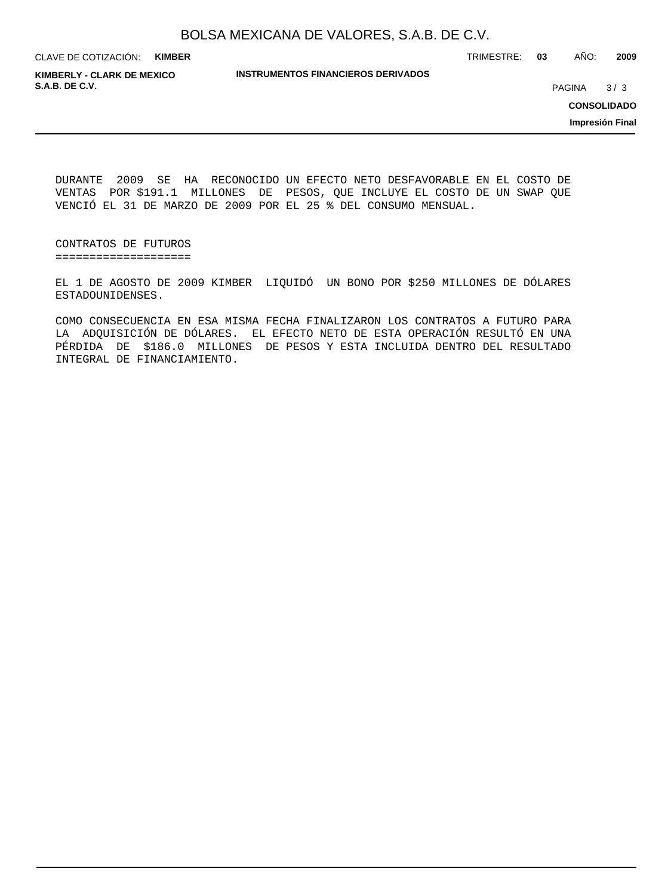DURANTE 2009 SE HA RECONOCIDO UN EFECTO NETO DESFAVORABLE EN EL COSTO DE VENTAS POR $191.1 MILLONES DE PESOS, QUE INCLUYE EL COSTO DE UN SWAP QUE VENCIÓ EL 31 DE MARZO DE 2009 POR EL 25 % DEL CONSUMO MENSUAL.

## CONTRATOS DE FUTUROS

EL 1 DE AGOSTO DE 2009 KIMBER LIQUIDÓ UN BONO POR $250 MILLONES DE DÓLARES ESTADOUNIDENSES.

COMO CONSECUENCIA EN ESA MISMA FECHA FINALIZARON LOS CONTRATOS A FUTURO PARA LA ADQUISICIÓN DE DÓLARES. EL EFECTO NETO DE ESTA OPERACIÓN RESULTÓ EN UNA PÉRDIDA DE $186.0 MILLONES DE PESOS Y ESTA INCLUIDA DENTRO DEL RESULTADO INTEGRAL DE FINANCIAMIENTO.